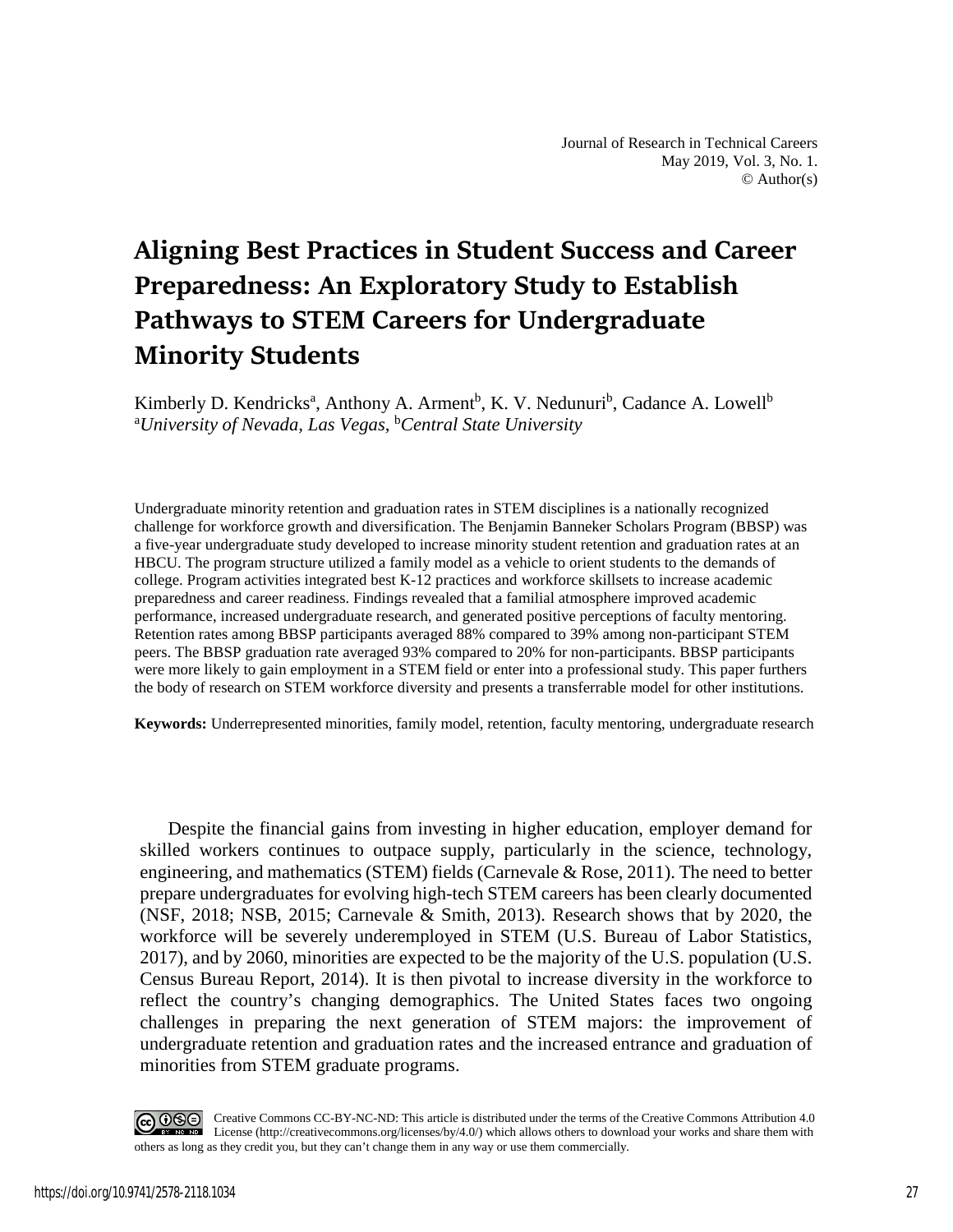# Aligning Best Practices in Student Success and Career Preparedness: An Exploratory Study to Establish Pathways to STEM Careers for Undergraduate Minority Students

Kimberly D. Kendricks[a], Anthony A. Arment[b], K. V. Nedunuri[b], Cadance A. Lowell[b]
[a]*University of Nevada, Las Vegas*, [b]*Central State University*

Undergraduate minority retention and graduation rates in STEM disciplines is a nationally recognized challenge for workforce growth and diversification. The Benjamin Banneker Scholars Program (BBSP) was a five-year undergraduate study developed to increase minority student retention and graduation rates at an HBCU. The program structure utilized a family model as a vehicle to orient students to the demands of college. Program activities integrated best K-12 practices and workforce skillsets to increase academic preparedness and career readiness. Findings revealed that a familial atmosphere improved academic performance, increased undergraduate research, and generated positive perceptions of faculty mentoring. Retention rates among BBSP participants averaged 88% compared to 39% among non-participant STEM peers. The BBSP graduation rate averaged 93% compared to 20% for non-participants. BBSP participants were more likely to gain employment in a STEM field or enter into a professional study. This paper furthers the body of research on STEM workforce diversity and presents a transferrable model for other institutions.

**Keywords:** Underrepresented minorities, family model, retention, faculty mentoring, undergraduate research

Despite the financial gains from investing in higher education, employer demand for skilled workers continues to outpace supply, particularly in the science, technology, engineering, and mathematics (STEM) fields (Carnevale & Rose, 2011). The need to better prepare undergraduates for evolving high-tech STEM careers has been clearly documented (NSF, 2018; NSB, 2015; Carnevale & Smith, 2013). Research shows that by 2020, the workforce will be severely underemployed in STEM (U.S. Bureau of Labor Statistics, 2017), and by 2060, minorities are expected to be the majority of the U.S. population (U.S. Census Bureau Report, 2014). It is then pivotal to increase diversity in the workforce to reflect the country's changing demographics. The United States faces two ongoing challenges in preparing the next generation of STEM majors: the improvement of undergraduate retention and graduation rates and the increased entrance and graduation of minorities from STEM graduate programs.

Creative Commons CC-BY-NC-ND: This article is distributed under the terms of the Creative Commons Attribution 4.0 License (http://creativecommons.org/licenses/by/4.0/) which allows others to download your works and share them with others as long as they credit you, but they can't change them in any way or use them commercially.

https://doi.org/10.9741/2578-2118.1034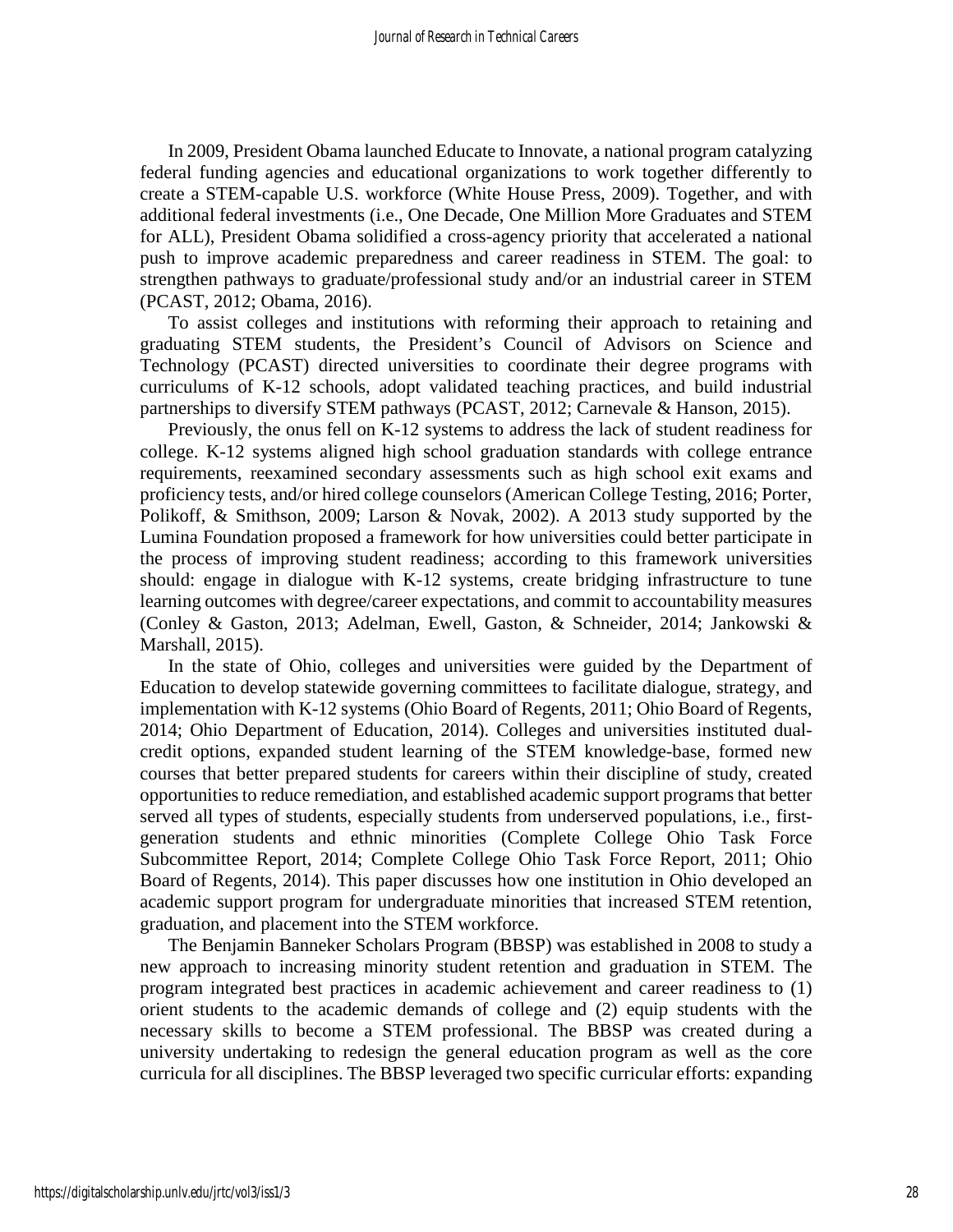In 2009, President Obama launched Educate to Innovate, a national program catalyzing federal funding agencies and educational organizations to work together differently to create a STEM-capable U.S. workforce (White House Press, 2009). Together, and with additional federal investments (i.e., One Decade, One Million More Graduates and STEM for ALL), President Obama solidified a cross-agency priority that accelerated a national push to improve academic preparedness and career readiness in STEM. The goal: to strengthen pathways to graduate/professional study and/or an industrial career in STEM (PCAST, 2012; Obama, 2016).

To assist colleges and institutions with reforming their approach to retaining and graduating STEM students, the President's Council of Advisors on Science and Technology (PCAST) directed universities to coordinate their degree programs with curriculums of K-12 schools, adopt validated teaching practices, and build industrial partnerships to diversify STEM pathways (PCAST, 2012; Carnevale & Hanson, 2015).

Previously, the onus fell on K-12 systems to address the lack of student readiness for college. K-12 systems aligned high school graduation standards with college entrance requirements, reexamined secondary assessments such as high school exit exams and proficiency tests, and/or hired college counselors (American College Testing, 2016; Porter, Polikoff, & Smithson, 2009; Larson & Novak, 2002). A 2013 study supported by the Lumina Foundation proposed a framework for how universities could better participate in the process of improving student readiness; according to this framework universities should: engage in dialogue with K-12 systems, create bridging infrastructure to tune learning outcomes with degree/career expectations, and commit to accountability measures (Conley & Gaston, 2013; Adelman, Ewell, Gaston, & Schneider, 2014; Jankowski & Marshall, 2015).

In the state of Ohio, colleges and universities were guided by the Department of Education to develop statewide governing committees to facilitate dialogue, strategy, and implementation with K-12 systems (Ohio Board of Regents, 2011; Ohio Board of Regents, 2014; Ohio Department of Education, 2014). Colleges and universities instituted dual-credit options, expanded student learning of the STEM knowledge-base, formed new courses that better prepared students for careers within their discipline of study, created opportunities to reduce remediation, and established academic support programs that better served all types of students, especially students from underserved populations, i.e., first-generation students and ethnic minorities (Complete College Ohio Task Force Subcommittee Report, 2014; Complete College Ohio Task Force Report, 2011; Ohio Board of Regents, 2014). This paper discusses how one institution in Ohio developed an academic support program for undergraduate minorities that increased STEM retention, graduation, and placement into the STEM workforce.

The Benjamin Banneker Scholars Program (BBSP) was established in 2008 to study a new approach to increasing minority student retention and graduation in STEM. The program integrated best practices in academic achievement and career readiness to (1) orient students to the academic demands of college and (2) equip students with the necessary skills to become a STEM professional. The BBSP was created during a university undertaking to redesign the general education program as well as the core curricula for all disciplines. The BBSP leveraged two specific curricular efforts: expanding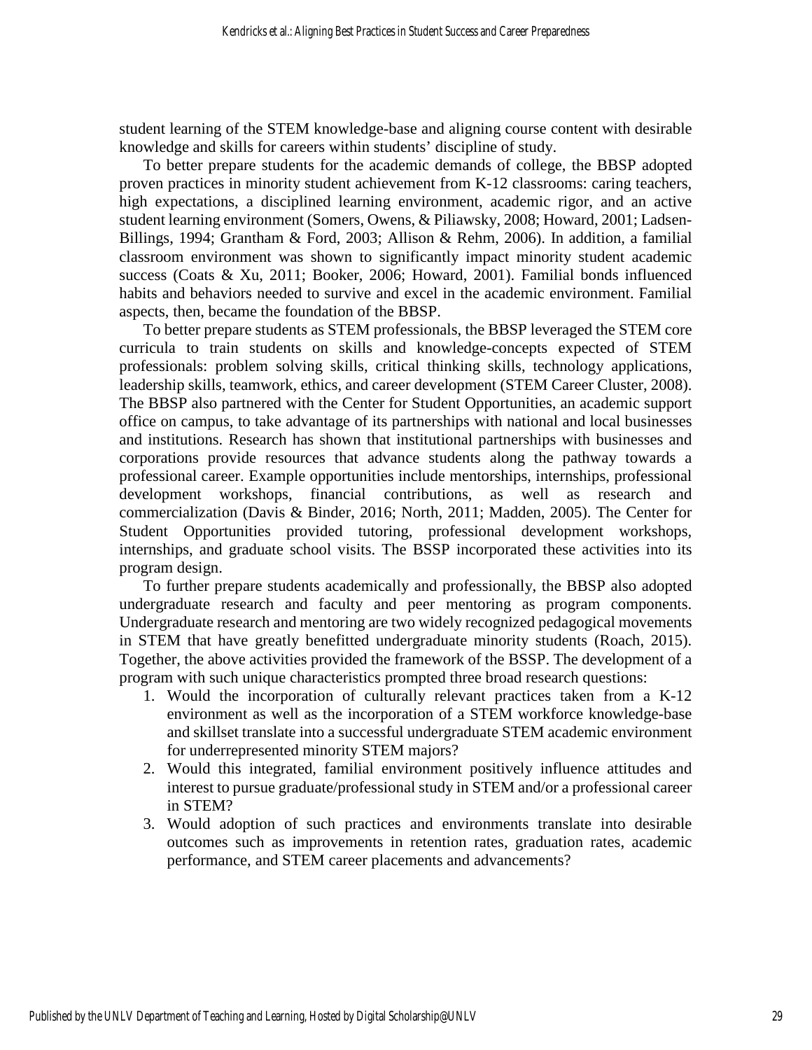student learning of the STEM knowledge-base and aligning course content with desirable knowledge and skills for careers within students' discipline of study.

To better prepare students for the academic demands of college, the BBSP adopted proven practices in minority student achievement from K-12 classrooms: caring teachers, high expectations, a disciplined learning environment, academic rigor, and an active student learning environment (Somers, Owens, & Piliawsky, 2008; Howard, 2001; Ladsen-Billings, 1994; Grantham & Ford, 2003; Allison & Rehm, 2006). In addition, a familial classroom environment was shown to significantly impact minority student academic success (Coats & Xu, 2011; Booker, 2006; Howard, 2001). Familial bonds influenced habits and behaviors needed to survive and excel in the academic environment. Familial aspects, then, became the foundation of the BBSP.

To better prepare students as STEM professionals, the BBSP leveraged the STEM core curricula to train students on skills and knowledge-concepts expected of STEM professionals: problem solving skills, critical thinking skills, technology applications, leadership skills, teamwork, ethics, and career development (STEM Career Cluster, 2008). The BBSP also partnered with the Center for Student Opportunities, an academic support office on campus, to take advantage of its partnerships with national and local businesses and institutions. Research has shown that institutional partnerships with businesses and corporations provide resources that advance students along the pathway towards a professional career. Example opportunities include mentorships, internships, professional development workshops, financial contributions, as well as research and commercialization (Davis & Binder, 2016; North, 2011; Madden, 2005). The Center for Student Opportunities provided tutoring, professional development workshops, internships, and graduate school visits. The BSSP incorporated these activities into its program design.

To further prepare students academically and professionally, the BBSP also adopted undergraduate research and faculty and peer mentoring as program components. Undergraduate research and mentoring are two widely recognized pedagogical movements in STEM that have greatly benefitted undergraduate minority students (Roach, 2015). Together, the above activities provided the framework of the BSSP. The development of a program with such unique characteristics prompted three broad research questions:

1. Would the incorporation of culturally relevant practices taken from a K-12 environment as well as the incorporation of a STEM workforce knowledge-base and skillset translate into a successful undergraduate STEM academic environment for underrepresented minority STEM majors?
2. Would this integrated, familial environment positively influence attitudes and interest to pursue graduate/professional study in STEM and/or a professional career in STEM?
3. Would adoption of such practices and environments translate into desirable outcomes such as improvements in retention rates, graduation rates, academic performance, and STEM career placements and advancements?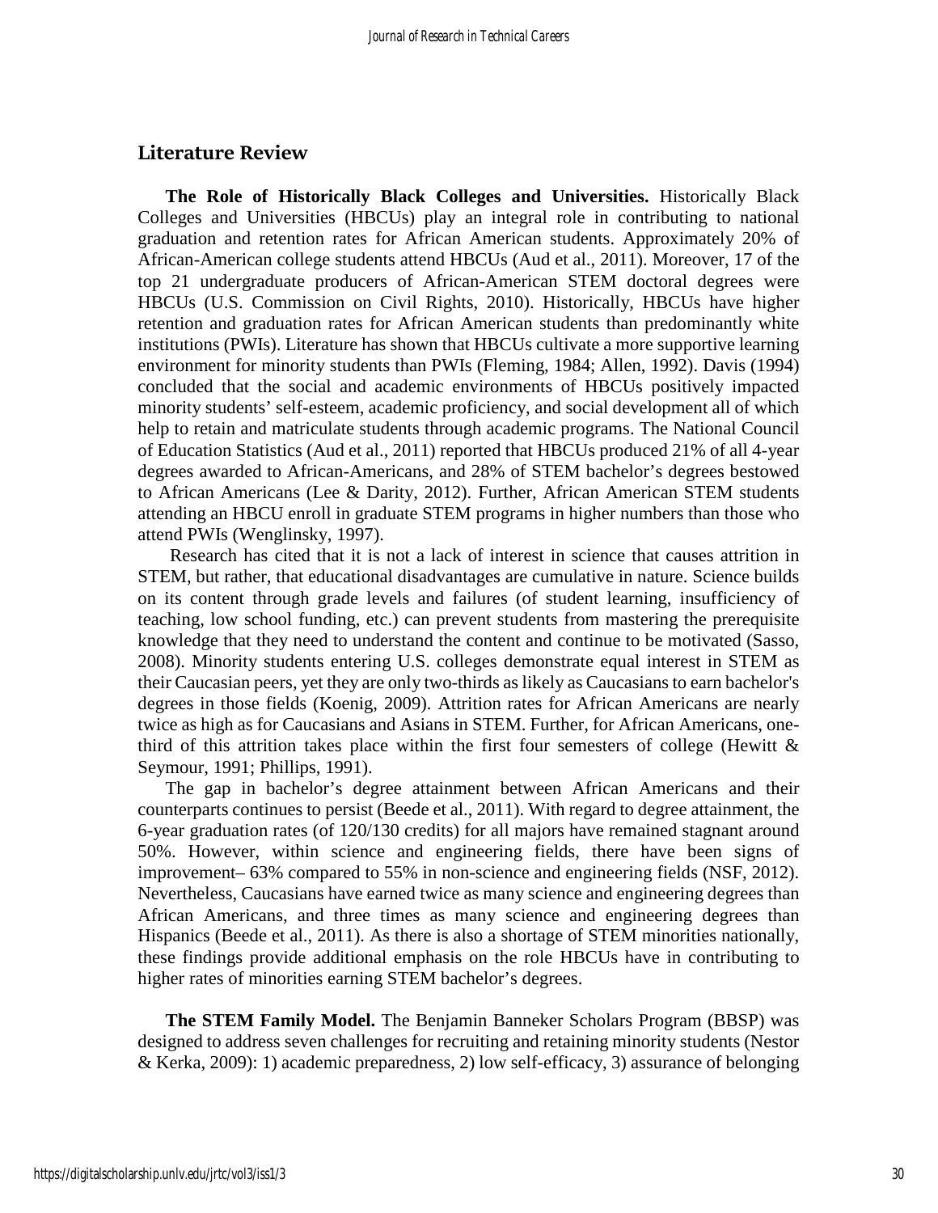## Literature Review

**The Role of Historically Black Colleges and Universities.** Historically Black Colleges and Universities (HBCUs) play an integral role in contributing to national graduation and retention rates for African American students. Approximately 20% of African-American college students attend HBCUs (Aud et al., 2011). Moreover, 17 of the top 21 undergraduate producers of African-American STEM doctoral degrees were HBCUs (U.S. Commission on Civil Rights, 2010). Historically, HBCUs have higher retention and graduation rates for African American students than predominantly white institutions (PWIs). Literature has shown that HBCUs cultivate a more supportive learning environment for minority students than PWIs (Fleming, 1984; Allen, 1992). Davis (1994) concluded that the social and academic environments of HBCUs positively impacted minority students' self-esteem, academic proficiency, and social development all of which help to retain and matriculate students through academic programs. The National Council of Education Statistics (Aud et al., 2011) reported that HBCUs produced 21% of all 4-year degrees awarded to African-Americans, and 28% of STEM bachelor's degrees bestowed to African Americans (Lee & Darity, 2012). Further, African American STEM students attending an HBCU enroll in graduate STEM programs in higher numbers than those who attend PWIs (Wenglinsky, 1997).

Research has cited that it is not a lack of interest in science that causes attrition in STEM, but rather, that educational disadvantages are cumulative in nature. Science builds on its content through grade levels and failures (of student learning, insufficiency of teaching, low school funding, etc.) can prevent students from mastering the prerequisite knowledge that they need to understand the content and continue to be motivated (Sasso, 2008). Minority students entering U.S. colleges demonstrate equal interest in STEM as their Caucasian peers, yet they are only two-thirds as likely as Caucasians to earn bachelor's degrees in those fields (Koenig, 2009). Attrition rates for African Americans are nearly twice as high as for Caucasians and Asians in STEM. Further, for African Americans, one-third of this attrition takes place within the first four semesters of college (Hewitt & Seymour, 1991; Phillips, 1991).

The gap in bachelor's degree attainment between African Americans and their counterparts continues to persist (Beede et al., 2011). With regard to degree attainment, the 6-year graduation rates (of 120/130 credits) for all majors have remained stagnant around 50%. However, within science and engineering fields, there have been signs of improvement– 63% compared to 55% in non-science and engineering fields (NSF, 2012). Nevertheless, Caucasians have earned twice as many science and engineering degrees than African Americans, and three times as many science and engineering degrees than Hispanics (Beede et al., 2011). As there is also a shortage of STEM minorities nationally, these findings provide additional emphasis on the role HBCUs have in contributing to higher rates of minorities earning STEM bachelor's degrees.

**The STEM Family Model.** The Benjamin Banneker Scholars Program (BBSP) was designed to address seven challenges for recruiting and retaining minority students (Nestor & Kerka, 2009): 1) academic preparedness, 2) low self-efficacy, 3) assurance of belonging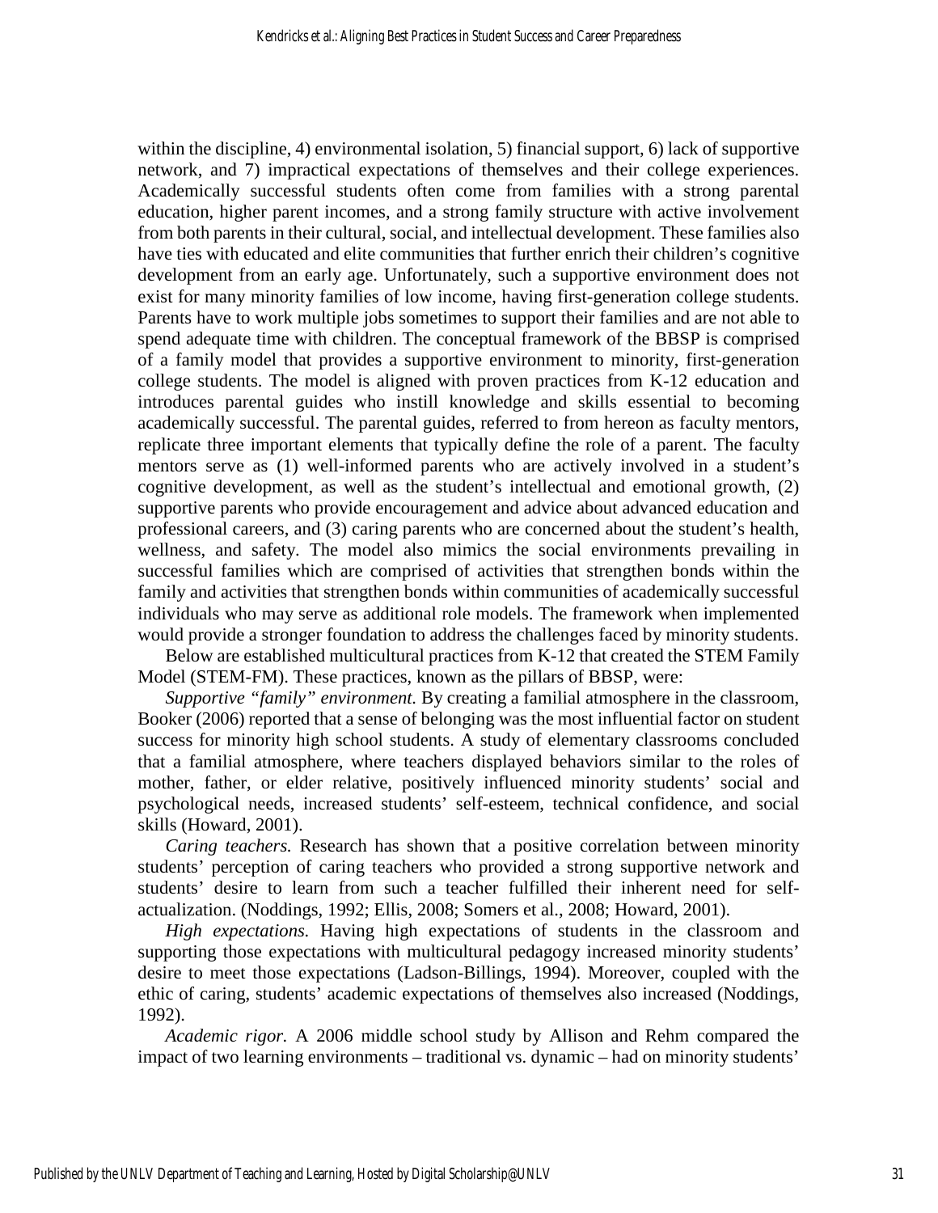within the discipline, 4) environmental isolation, 5) financial support, 6) lack of supportive network, and 7) impractical expectations of themselves and their college experiences. Academically successful students often come from families with a strong parental education, higher parent incomes, and a strong family structure with active involvement from both parents in their cultural, social, and intellectual development. These families also have ties with educated and elite communities that further enrich their children's cognitive development from an early age. Unfortunately, such a supportive environment does not exist for many minority families of low income, having first-generation college students. Parents have to work multiple jobs sometimes to support their families and are not able to spend adequate time with children. The conceptual framework of the BBSP is comprised of a family model that provides a supportive environment to minority, first-generation college students. The model is aligned with proven practices from K-12 education and introduces parental guides who instill knowledge and skills essential to becoming academically successful. The parental guides, referred to from hereon as faculty mentors, replicate three important elements that typically define the role of a parent. The faculty mentors serve as (1) well-informed parents who are actively involved in a student's cognitive development, as well as the student's intellectual and emotional growth, (2) supportive parents who provide encouragement and advice about advanced education and professional careers, and (3) caring parents who are concerned about the student's health, wellness, and safety. The model also mimics the social environments prevailing in successful families which are comprised of activities that strengthen bonds within the family and activities that strengthen bonds within communities of academically successful individuals who may serve as additional role models. The framework when implemented would provide a stronger foundation to address the challenges faced by minority students.

Below are established multicultural practices from K-12 that created the STEM Family Model (STEM-FM). These practices, known as the pillars of BBSP, were:

*Supportive "family" environment.* By creating a familial atmosphere in the classroom, Booker (2006) reported that a sense of belonging was the most influential factor on student success for minority high school students. A study of elementary classrooms concluded that a familial atmosphere, where teachers displayed behaviors similar to the roles of mother, father, or elder relative, positively influenced minority students' social and psychological needs, increased students' self-esteem, technical confidence, and social skills (Howard, 2001).

*Caring teachers.* Research has shown that a positive correlation between minority students' perception of caring teachers who provided a strong supportive network and students' desire to learn from such a teacher fulfilled their inherent need for self-actualization. (Noddings, 1992; Ellis, 2008; Somers et al., 2008; Howard, 2001).

*High expectations.* Having high expectations of students in the classroom and supporting those expectations with multicultural pedagogy increased minority students' desire to meet those expectations (Ladson-Billings, 1994). Moreover, coupled with the ethic of caring, students' academic expectations of themselves also increased (Noddings, 1992).

*Academic rigor.* A 2006 middle school study by Allison and Rehm compared the impact of two learning environments – traditional vs. dynamic – had on minority students'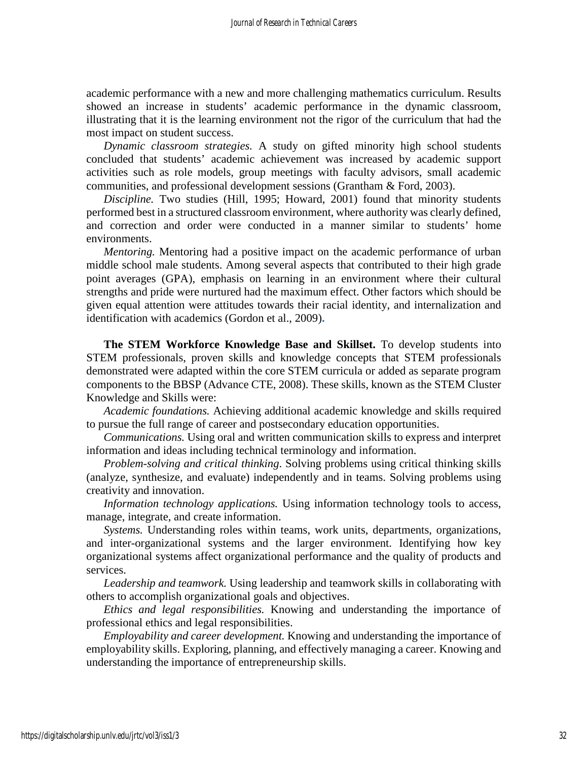academic performance with a new and more challenging mathematics curriculum. Results showed an increase in students' academic performance in the dynamic classroom, illustrating that it is the learning environment not the rigor of the curriculum that had the most impact on student success.

*Dynamic classroom strategies.* A study on gifted minority high school students concluded that students' academic achievement was increased by academic support activities such as role models, group meetings with faculty advisors, small academic communities, and professional development sessions (Grantham & Ford, 2003).

*Discipline.* Two studies (Hill, 1995; Howard, 2001) found that minority students performed best in a structured classroom environment, where authority was clearly defined, and correction and order were conducted in a manner similar to students' home environments.

*Mentoring.* Mentoring had a positive impact on the academic performance of urban middle school male students. Among several aspects that contributed to their high grade point averages (GPA), emphasis on learning in an environment where their cultural strengths and pride were nurtured had the maximum effect. Other factors which should be given equal attention were attitudes towards their racial identity, and internalization and identification with academics (Gordon et al., 2009).

**The STEM Workforce Knowledge Base and Skillset.** To develop students into STEM professionals, proven skills and knowledge concepts that STEM professionals demonstrated were adapted within the core STEM curricula or added as separate program components to the BBSP (Advance CTE, 2008). These skills, known as the STEM Cluster Knowledge and Skills were:

*Academic foundations.* Achieving additional academic knowledge and skills required to pursue the full range of career and postsecondary education opportunities.

*Communications.* Using oral and written communication skills to express and interpret information and ideas including technical terminology and information.

*Problem-solving and critical thinking*. Solving problems using critical thinking skills (analyze, synthesize, and evaluate) independently and in teams. Solving problems using creativity and innovation.

*Information technology applications.* Using information technology tools to access, manage, integrate, and create information.

*Systems.* Understanding roles within teams, work units, departments, organizations, and inter-organizational systems and the larger environment. Identifying how key organizational systems affect organizational performance and the quality of products and services.

*Leadership and teamwork.* Using leadership and teamwork skills in collaborating with others to accomplish organizational goals and objectives.

*Ethics and legal responsibilities.* Knowing and understanding the importance of professional ethics and legal responsibilities.

*Employability and career development.* Knowing and understanding the importance of employability skills. Exploring, planning, and effectively managing a career. Knowing and understanding the importance of entrepreneurship skills.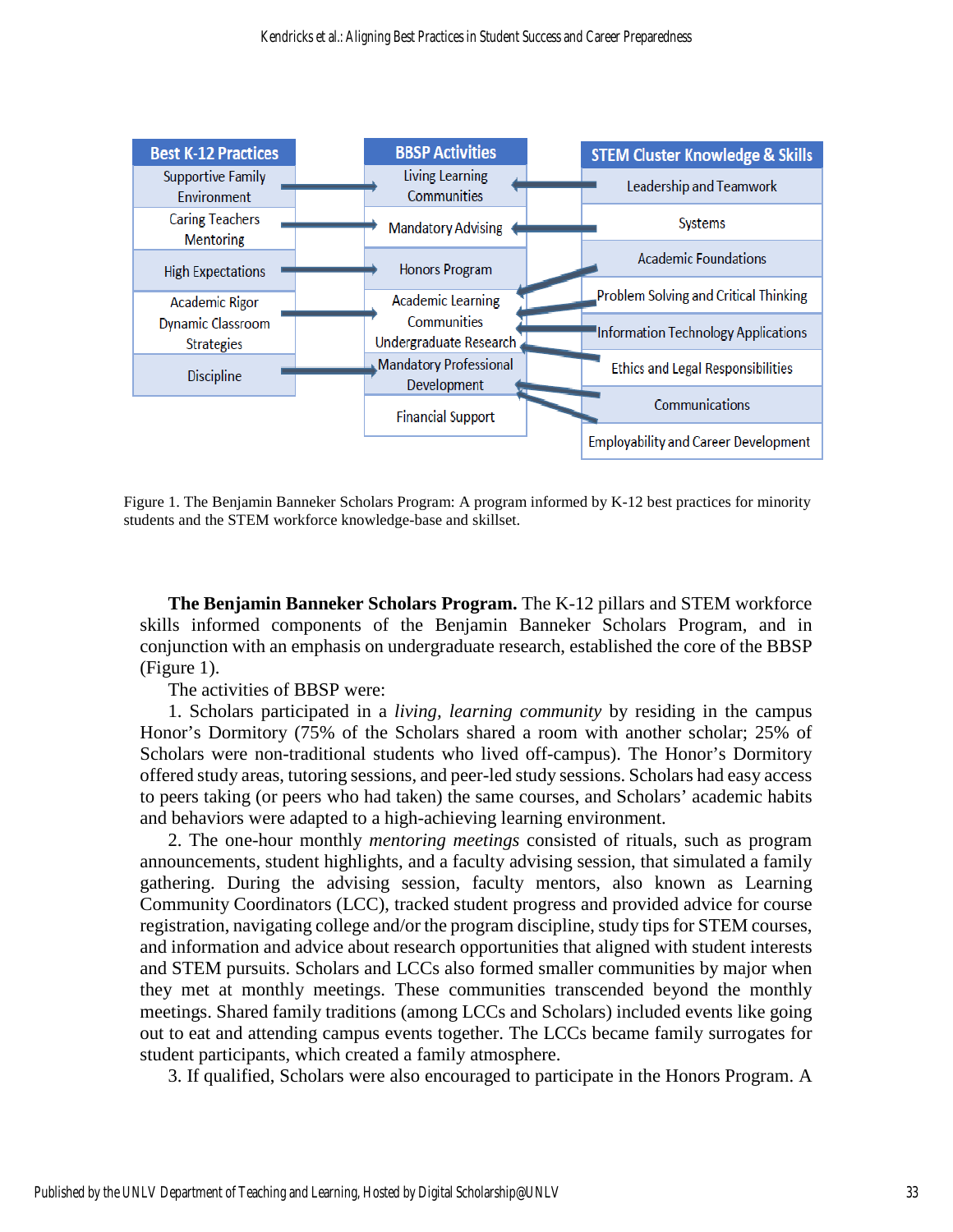**Best K-12 Practices**

- Supportive Family Environment
- Caring Teachers Mentoring
- High Expectations
- Academic Rigor Dynamic Classroom Strategies
- Discipline

**BBSP Activities**

- Living Learning Communities
- Mandatory Advising
- Honors Program
- Academic Learning Communities Undergraduate Research
- Mandatory Professional Development
- Financial Support

**STEM Cluster Knowledge & Skills**

- Leadership and Teamwork
- Systems
- Academic Foundations
- Problem Solving and Critical Thinking
- Information Technology Applications
- Ethics and Legal Responsibilities
- Communications
- Employability and Career Development

Figure 1. The Benjamin Banneker Scholars Program: A program informed by K-12 best practices for minority students and the STEM workforce knowledge-base and skillset.

**The Benjamin Banneker Scholars Program.** The K-12 pillars and STEM workforce skills informed components of the Benjamin Banneker Scholars Program, and in conjunction with an emphasis on undergraduate research, established the core of the BBSP (Figure 1).

The activities of BBSP were:

1. Scholars participated in a *living, learning community* by residing in the campus Honor's Dormitory (75% of the Scholars shared a room with another scholar; 25% of Scholars were non-traditional students who lived off-campus). The Honor's Dormitory offered study areas, tutoring sessions, and peer-led study sessions. Scholars had easy access to peers taking (or peers who had taken) the same courses, and Scholars' academic habits and behaviors were adapted to a high-achieving learning environment.

2. The one-hour monthly *mentoring meetings* consisted of rituals, such as program announcements, student highlights, and a faculty advising session, that simulated a family gathering. During the advising session, faculty mentors, also known as Learning Community Coordinators (LCC), tracked student progress and provided advice for course registration, navigating college and/or the program discipline, study tips for STEM courses, and information and advice about research opportunities that aligned with student interests and STEM pursuits. Scholars and LCCs also formed smaller communities by major when they met at monthly meetings. These communities transcended beyond the monthly meetings. Shared family traditions (among LCCs and Scholars) included events like going out to eat and attending campus events together. The LCCs became family surrogates for student participants, which created a family atmosphere.

3. If qualified, Scholars were also encouraged to participate in the Honors Program. A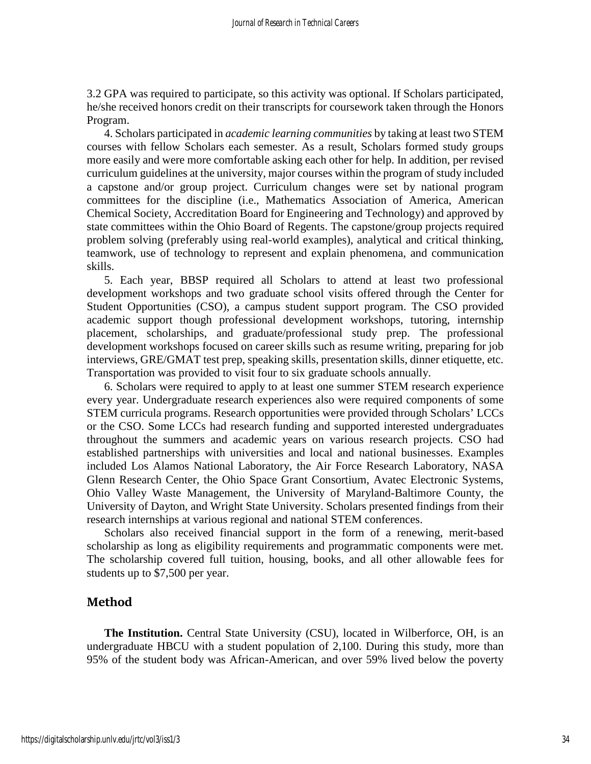3.2 GPA was required to participate, so this activity was optional. If Scholars participated, he/she received honors credit on their transcripts for coursework taken through the Honors Program.

4. Scholars participated in *academic learning communities* by taking at least two STEM courses with fellow Scholars each semester. As a result, Scholars formed study groups more easily and were more comfortable asking each other for help. In addition, per revised curriculum guidelines at the university, major courses within the program of study included a capstone and/or group project. Curriculum changes were set by national program committees for the discipline (i.e., Mathematics Association of America, American Chemical Society, Accreditation Board for Engineering and Technology) and approved by state committees within the Ohio Board of Regents. The capstone/group projects required problem solving (preferably using real-world examples), analytical and critical thinking, teamwork, use of technology to represent and explain phenomena, and communication skills.

5. Each year, BBSP required all Scholars to attend at least two professional development workshops and two graduate school visits offered through the Center for Student Opportunities (CSO), a campus student support program. The CSO provided academic support though professional development workshops, tutoring, internship placement, scholarships, and graduate/professional study prep. The professional development workshops focused on career skills such as resume writing, preparing for job interviews, GRE/GMAT test prep, speaking skills, presentation skills, dinner etiquette, etc. Transportation was provided to visit four to six graduate schools annually.

6. Scholars were required to apply to at least one summer STEM research experience every year. Undergraduate research experiences also were required components of some STEM curricula programs. Research opportunities were provided through Scholars' LCCs or the CSO. Some LCCs had research funding and supported interested undergraduates throughout the summers and academic years on various research projects. CSO had established partnerships with universities and local and national businesses. Examples included Los Alamos National Laboratory, the Air Force Research Laboratory, NASA Glenn Research Center, the Ohio Space Grant Consortium, Avatec Electronic Systems, Ohio Valley Waste Management, the University of Maryland-Baltimore County, the University of Dayton, and Wright State University. Scholars presented findings from their research internships at various regional and national STEM conferences.

Scholars also received financial support in the form of a renewing, merit-based scholarship as long as eligibility requirements and programmatic components were met. The scholarship covered full tuition, housing, books, and all other allowable fees for students up to $7,500 per year.

## Method

**The Institution.** Central State University (CSU), located in Wilberforce, OH, is an undergraduate HBCU with a student population of 2,100. During this study, more than 95% of the student body was African-American, and over 59% lived below the poverty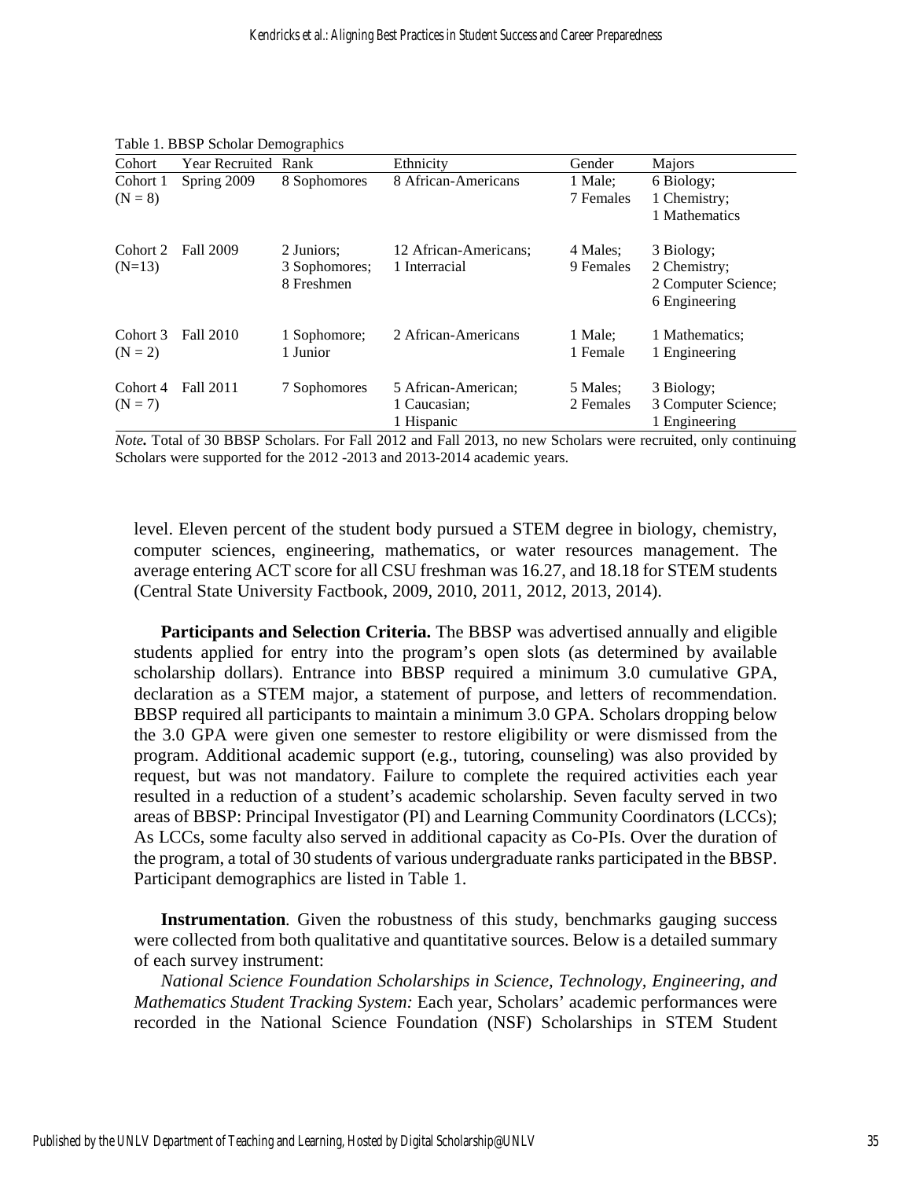Table 1. BBSP Scholar Demographics

| Cohort | Year Recruited | Rank | Ethnicity | Gender | Majors |
|---|---|---|---|---|---|
| Cohort 1 (N = 8) | Spring 2009 | 8 Sophomores | 8 African-Americans | 1 Male; 7 Females | 6 Biology; 1 Chemistry; 1 Mathematics |
| Cohort 2 (N=13) | Fall 2009 | 2 Juniors; 3 Sophomores; 8 Freshmen | 12 African-Americans; 1 Interracial | 4 Males; 9 Females | 3 Biology; 2 Chemistry; 2 Computer Science; 6 Engineering |
| Cohort 3 (N = 2) | Fall 2010 | 1 Sophomore; 1 Junior | 2 African-Americans | 1 Male; 1 Female | 1 Mathematics; 1 Engineering |
| Cohort 4 (N = 7) | Fall 2011 | 7 Sophomores | 5 African-American; 1 Caucasian; 1 Hispanic | 5 Males; 2 Females | 3 Biology; 3 Computer Science; 1 Engineering |

***Note.*** Total of 30 BBSP Scholars. For Fall 2012 and Fall 2013, no new Scholars were recruited, only continuing Scholars were supported for the 2012 -2013 and 2013-2014 academic years.

level. Eleven percent of the student body pursued a STEM degree in biology, chemistry, computer sciences, engineering, mathematics, or water resources management. The average entering ACT score for all CSU freshman was 16.27, and 18.18 for STEM students (Central State University Factbook, 2009, 2010, 2011, 2012, 2013, 2014).

**Participants and Selection Criteria.** The BBSP was advertised annually and eligible students applied for entry into the program's open slots (as determined by available scholarship dollars). Entrance into BBSP required a minimum 3.0 cumulative GPA, declaration as a STEM major, a statement of purpose, and letters of recommendation. BBSP required all participants to maintain a minimum 3.0 GPA. Scholars dropping below the 3.0 GPA were given one semester to restore eligibility or were dismissed from the program. Additional academic support (e.g., tutoring, counseling) was also provided by request, but was not mandatory. Failure to complete the required activities each year resulted in a reduction of a student's academic scholarship. Seven faculty served in two areas of BBSP: Principal Investigator (PI) and Learning Community Coordinators (LCCs); As LCCs, some faculty also served in additional capacity as Co-PIs. Over the duration of the program, a total of 30 students of various undergraduate ranks participated in the BBSP. Participant demographics are listed in Table 1.

**Instrumentation***.* Given the robustness of this study, benchmarks gauging success were collected from both qualitative and quantitative sources. Below is a detailed summary of each survey instrument:

*National Science Foundation Scholarships in Science, Technology, Engineering, and Mathematics Student Tracking System:* Each year, Scholars' academic performances were recorded in the National Science Foundation (NSF) Scholarships in STEM Student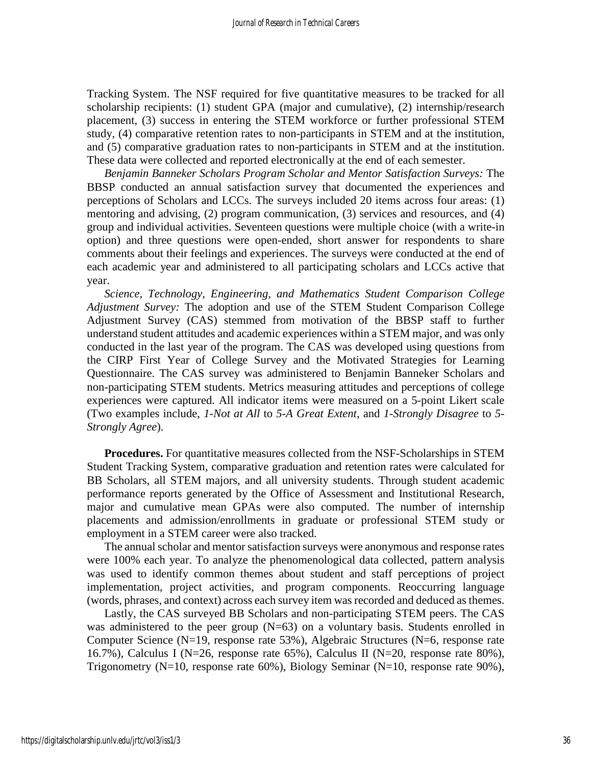Tracking System. The NSF required for five quantitative measures to be tracked for all scholarship recipients: (1) student GPA (major and cumulative), (2) internship/research placement, (3) success in entering the STEM workforce or further professional STEM study, (4) comparative retention rates to non-participants in STEM and at the institution, and (5) comparative graduation rates to non-participants in STEM and at the institution. These data were collected and reported electronically at the end of each semester.

*Benjamin Banneker Scholars Program Scholar and Mentor Satisfaction Surveys:* The BBSP conducted an annual satisfaction survey that documented the experiences and perceptions of Scholars and LCCs. The surveys included 20 items across four areas: (1) mentoring and advising, (2) program communication, (3) services and resources, and (4) group and individual activities. Seventeen questions were multiple choice (with a write-in option) and three questions were open-ended, short answer for respondents to share comments about their feelings and experiences. The surveys were conducted at the end of each academic year and administered to all participating scholars and LCCs active that year.

*Science, Technology, Engineering, and Mathematics Student Comparison College Adjustment Survey:* The adoption and use of the STEM Student Comparison College Adjustment Survey (CAS) stemmed from motivation of the BBSP staff to further understand student attitudes and academic experiences within a STEM major, and was only conducted in the last year of the program. The CAS was developed using questions from the CIRP First Year of College Survey and the Motivated Strategies for Learning Questionnaire. The CAS survey was administered to Benjamin Banneker Scholars and non-participating STEM students. Metrics measuring attitudes and perceptions of college experiences were captured. All indicator items were measured on a 5-point Likert scale (Two examples include, *1-Not at All* to *5-A Great Extent*, and *1-Strongly Disagree* to *5-Strongly Agree*).

**Procedures.** For quantitative measures collected from the NSF-Scholarships in STEM Student Tracking System, comparative graduation and retention rates were calculated for BB Scholars, all STEM majors, and all university students. Through student academic performance reports generated by the Office of Assessment and Institutional Research, major and cumulative mean GPAs were also computed. The number of internship placements and admission/enrollments in graduate or professional STEM study or employment in a STEM career were also tracked.

The annual scholar and mentor satisfaction surveys were anonymous and response rates were 100% each year. To analyze the phenomenological data collected, pattern analysis was used to identify common themes about student and staff perceptions of project implementation, project activities, and program components. Reoccurring language (words, phrases, and context) across each survey item was recorded and deduced as themes.

Lastly, the CAS surveyed BB Scholars and non-participating STEM peers. The CAS was administered to the peer group (N=63) on a voluntary basis. Students enrolled in Computer Science (N=19, response rate 53%), Algebraic Structures (N=6, response rate 16.7%), Calculus I (N=26, response rate 65%), Calculus II (N=20, response rate 80%), Trigonometry (N=10, response rate 60%), Biology Seminar (N=10, response rate 90%),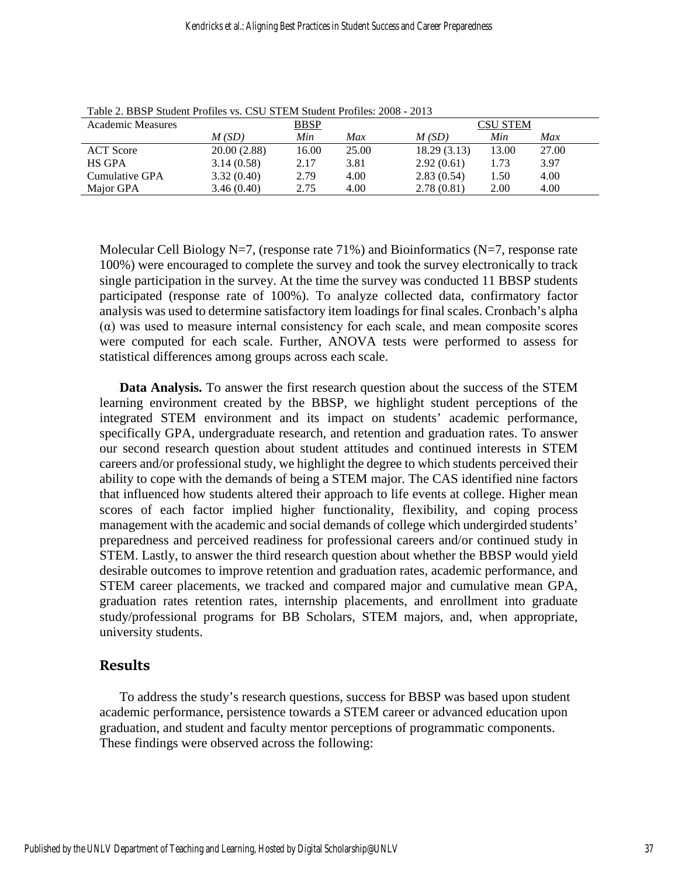Table 2. BBSP Student Profiles vs. CSU STEM Student Profiles: 2008 - 2013

| Academic Measures | BBSP | | | CSU STEM | | |
|---|---|---|---|---|---|---|
| | *M (SD)* | *Min* | *Max* | *M (SD)* | *Min* | *Max* |
| ACT Score | 20.00 (2.88) | 16.00 | 25.00 | 18.29 (3.13) | 13.00 | 27.00 |
| HS GPA | 3.14 (0.58) | 2.17 | 3.81 | 2.92 (0.61) | 1.73 | 3.97 |
| Cumulative GPA | 3.32 (0.40) | 2.79 | 4.00 | 2.83 (0.54) | 1.50 | 4.00 |
| Major GPA | 3.46 (0.40) | 2.75 | 4.00 | 2.78 (0.81) | 2.00 | 4.00 |

Molecular Cell Biology N=7, (response rate 71%) and Bioinformatics (N=7, response rate 100%) were encouraged to complete the survey and took the survey electronically to track single participation in the survey. At the time the survey was conducted 11 BBSP students participated (response rate of 100%). To analyze collected data, confirmatory factor analysis was used to determine satisfactory item loadings for final scales. Cronbach's alpha (α) was used to measure internal consistency for each scale, and mean composite scores were computed for each scale. Further, ANOVA tests were performed to assess for statistical differences among groups across each scale.

**Data Analysis.** To answer the first research question about the success of the STEM learning environment created by the BBSP, we highlight student perceptions of the integrated STEM environment and its impact on students' academic performance, specifically GPA, undergraduate research, and retention and graduation rates. To answer our second research question about student attitudes and continued interests in STEM careers and/or professional study, we highlight the degree to which students perceived their ability to cope with the demands of being a STEM major. The CAS identified nine factors that influenced how students altered their approach to life events at college. Higher mean scores of each factor implied higher functionality, flexibility, and coping process management with the academic and social demands of college which undergirded students' preparedness and perceived readiness for professional careers and/or continued study in STEM. Lastly, to answer the third research question about whether the BBSP would yield desirable outcomes to improve retention and graduation rates, academic performance, and STEM career placements, we tracked and compared major and cumulative mean GPA, graduation rates retention rates, internship placements, and enrollment into graduate study/professional programs for BB Scholars, STEM majors, and, when appropriate, university students.

## Results

To address the study's research questions, success for BBSP was based upon student academic performance, persistence towards a STEM career or advanced education upon graduation, and student and faculty mentor perceptions of programmatic components. These findings were observed across the following: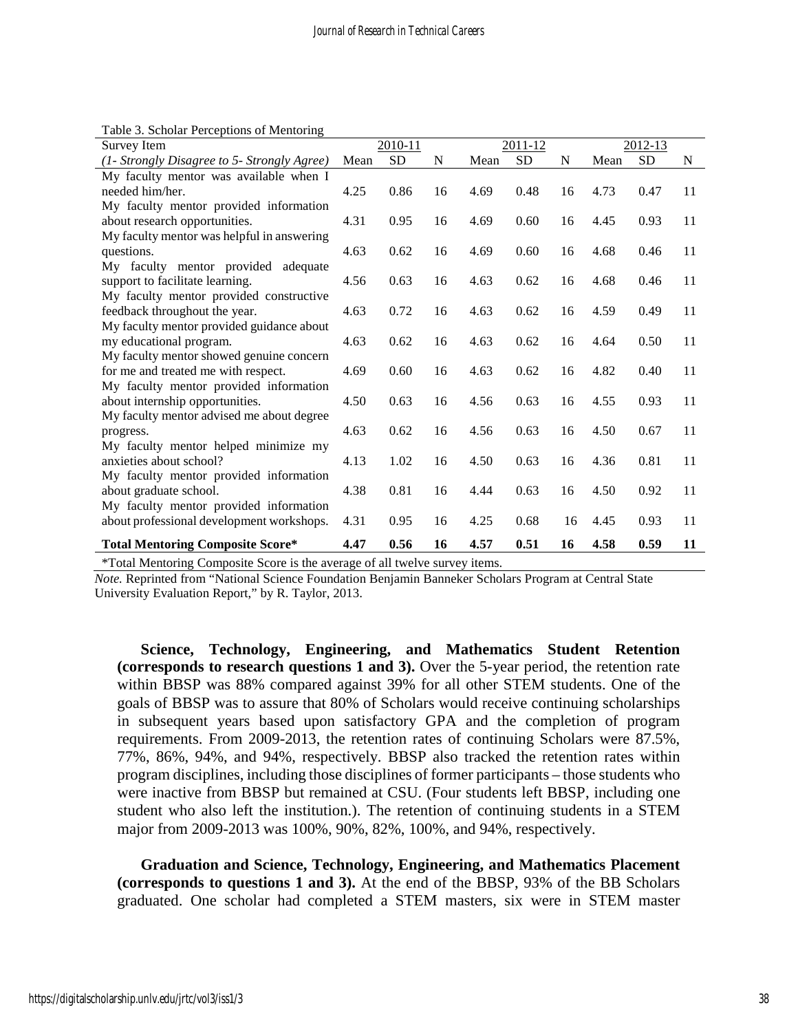Table 3. Scholar Perceptions of Mentoring

| Survey Item | 2010-11 | | | 2011-12 | | | 2012-13 | | |
|---|---|---|---|---|---|---|---|---|---|
| *(1- Strongly Disagree to 5- Strongly Agree)* | Mean | SD | N | Mean | SD | N | Mean | SD | N |
| My faculty mentor was available when I needed him/her. | 4.25 | 0.86 | 16 | 4.69 | 0.48 | 16 | 4.73 | 0.47 | 11 |
| My faculty mentor provided information about research opportunities. | 4.31 | 0.95 | 16 | 4.69 | 0.60 | 16 | 4.45 | 0.93 | 11 |
| My faculty mentor was helpful in answering questions. | 4.63 | 0.62 | 16 | 4.69 | 0.60 | 16 | 4.68 | 0.46 | 11 |
| My faculty mentor provided adequate support to facilitate learning. | 4.56 | 0.63 | 16 | 4.63 | 0.62 | 16 | 4.68 | 0.46 | 11 |
| My faculty mentor provided constructive feedback throughout the year. | 4.63 | 0.72 | 16 | 4.63 | 0.62 | 16 | 4.59 | 0.49 | 11 |
| My faculty mentor provided guidance about my educational program. | 4.63 | 0.62 | 16 | 4.63 | 0.62 | 16 | 4.64 | 0.50 | 11 |
| My faculty mentor showed genuine concern for me and treated me with respect. | 4.69 | 0.60 | 16 | 4.63 | 0.62 | 16 | 4.82 | 0.40 | 11 |
| My faculty mentor provided information about internship opportunities. | 4.50 | 0.63 | 16 | 4.56 | 0.63 | 16 | 4.55 | 0.93 | 11 |
| My faculty mentor advised me about degree progress. | 4.63 | 0.62 | 16 | 4.56 | 0.63 | 16 | 4.50 | 0.67 | 11 |
| My faculty mentor helped minimize my anxieties about school? | 4.13 | 1.02 | 16 | 4.50 | 0.63 | 16 | 4.36 | 0.81 | 11 |
| My faculty mentor provided information about graduate school. | 4.38 | 0.81 | 16 | 4.44 | 0.63 | 16 | 4.50 | 0.92 | 11 |
| My faculty mentor provided information about professional development workshops. | 4.31 | 0.95 | 16 | 4.25 | 0.68 | 16 | 4.45 | 0.93 | 11 |
| **Total Mentoring Composite Score*** | **4.47** | **0.56** | **16** | **4.57** | **0.51** | **16** | **4.58** | **0.59** | **11** |

*Total Mentoring Composite Score is the average of all twelve survey items.

*Note.* Reprinted from "National Science Foundation Benjamin Banneker Scholars Program at Central State University Evaluation Report," by R. Taylor, 2013.

**Science, Technology, Engineering, and Mathematics Student Retention (corresponds to research questions 1 and 3).** Over the 5-year period, the retention rate within BBSP was 88% compared against 39% for all other STEM students. One of the goals of BBSP was to assure that 80% of Scholars would receive continuing scholarships in subsequent years based upon satisfactory GPA and the completion of program requirements. From 2009-2013, the retention rates of continuing Scholars were 87.5%, 77%, 86%, 94%, and 94%, respectively. BBSP also tracked the retention rates within program disciplines, including those disciplines of former participants – those students who were inactive from BBSP but remained at CSU. (Four students left BBSP, including one student who also left the institution.). The retention of continuing students in a STEM major from 2009-2013 was 100%, 90%, 82%, 100%, and 94%, respectively.

**Graduation and Science, Technology, Engineering, and Mathematics Placement (corresponds to questions 1 and 3).** At the end of the BBSP, 93% of the BB Scholars graduated. One scholar had completed a STEM masters, six were in STEM master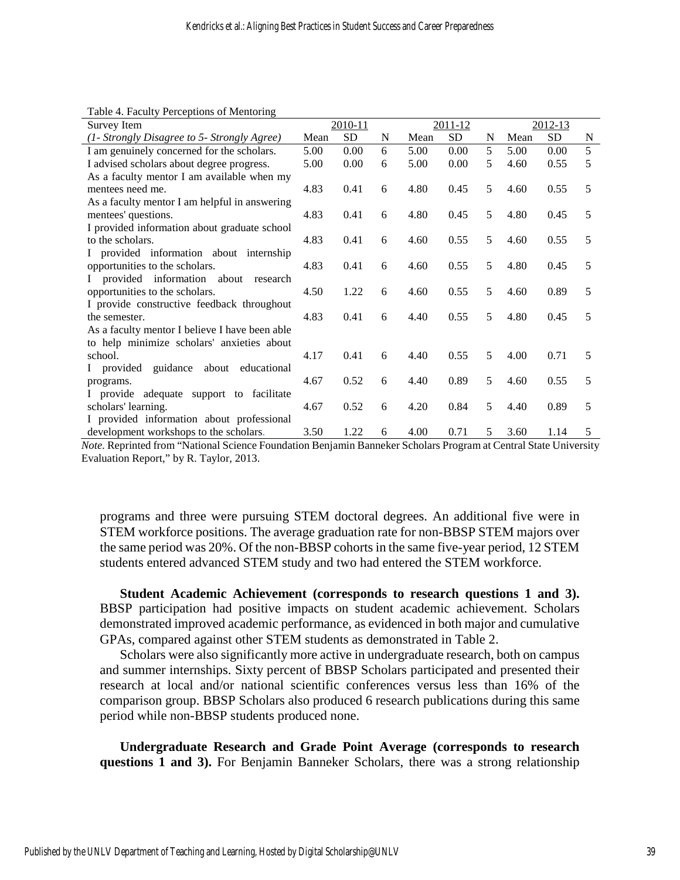Table 4. Faculty Perceptions of Mentoring

| Survey Item | 2010-11 | | | 2011-12 | | | 2012-13 | | |
|---|---|---|---|---|---|---|---|---|---|
| *(1- Strongly Disagree to 5- Strongly Agree)* | Mean | SD | N | Mean | SD | N | Mean | SD | N |
| I am genuinely concerned for the scholars. | 5.00 | 0.00 | 6 | 5.00 | 0.00 | 5 | 5.00 | 0.00 | 5 |
| I advised scholars about degree progress. | 5.00 | 0.00 | 6 | 5.00 | 0.00 | 5 | 4.60 | 0.55 | 5 |
| As a faculty mentor I am available when my mentees need me. | 4.83 | 0.41 | 6 | 4.80 | 0.45 | 5 | 4.60 | 0.55 | 5 |
| As a faculty mentor I am helpful in answering mentees' questions. | 4.83 | 0.41 | 6 | 4.80 | 0.45 | 5 | 4.80 | 0.45 | 5 |
| I provided information about graduate school to the scholars. | 4.83 | 0.41 | 6 | 4.60 | 0.55 | 5 | 4.60 | 0.55 | 5 |
| I provided information about internship opportunities to the scholars. | 4.83 | 0.41 | 6 | 4.60 | 0.55 | 5 | 4.80 | 0.45 | 5 |
| I provided information about research opportunities to the scholars. | 4.50 | 1.22 | 6 | 4.60 | 0.55 | 5 | 4.60 | 0.89 | 5 |
| I provide constructive feedback throughout the semester. | 4.83 | 0.41 | 6 | 4.40 | 0.55 | 5 | 4.80 | 0.45 | 5 |
| As a faculty mentor I believe I have been able to help minimize scholars' anxieties about school. | 4.17 | 0.41 | 6 | 4.40 | 0.55 | 5 | 4.00 | 0.71 | 5 |
| I provided guidance about educational programs. | 4.67 | 0.52 | 6 | 4.40 | 0.89 | 5 | 4.60 | 0.55 | 5 |
| I provide adequate support to facilitate scholars' learning. | 4.67 | 0.52 | 6 | 4.20 | 0.84 | 5 | 4.40 | 0.89 | 5 |
| I provided information about professional development workshops to the scholars. | 3.50 | 1.22 | 6 | 4.00 | 0.71 | 5 | 3.60 | 1.14 | 5 |

*Note.* Reprinted from "National Science Foundation Benjamin Banneker Scholars Program at Central State University Evaluation Report," by R. Taylor, 2013.

programs and three were pursuing STEM doctoral degrees. An additional five were in STEM workforce positions. The average graduation rate for non-BBSP STEM majors over the same period was 20%. Of the non-BBSP cohorts in the same five-year period, 12 STEM students entered advanced STEM study and two had entered the STEM workforce.

**Student Academic Achievement (corresponds to research questions 1 and 3).** BBSP participation had positive impacts on student academic achievement. Scholars demonstrated improved academic performance, as evidenced in both major and cumulative GPAs, compared against other STEM students as demonstrated in Table 2.

Scholars were also significantly more active in undergraduate research, both on campus and summer internships. Sixty percent of BBSP Scholars participated and presented their research at local and/or national scientific conferences versus less than 16% of the comparison group. BBSP Scholars also produced 6 research publications during this same period while non-BBSP students produced none.

**Undergraduate Research and Grade Point Average (corresponds to research questions 1 and 3).** For Benjamin Banneker Scholars, there was a strong relationship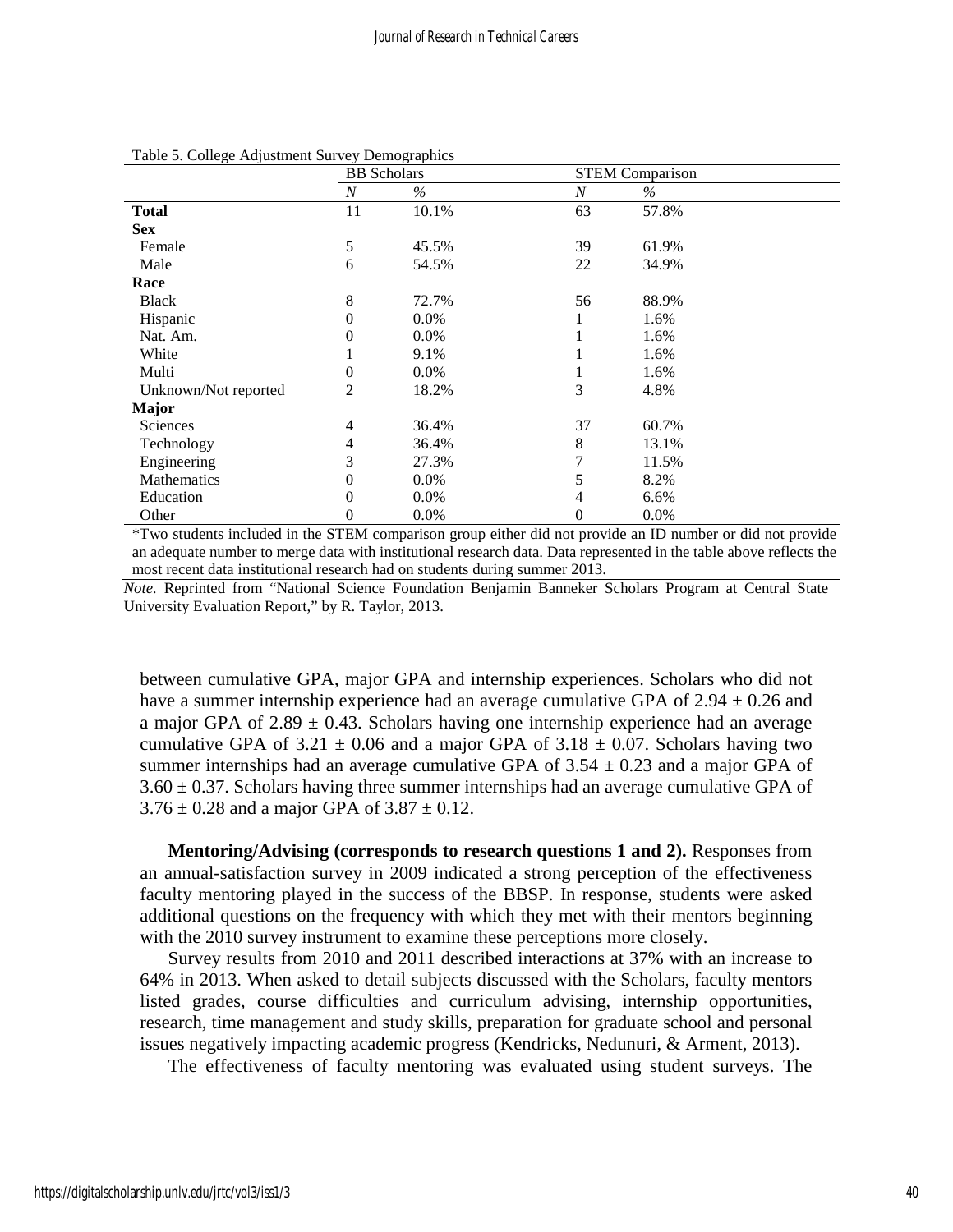Table 5. College Adjustment Survey Demographics

| | BB Scholars | | STEM Comparison | |
|---|---|---|---|---|
| | *N* | *%* | *N* | *%* |
| **Total** | 11 | 10.1% | 63 | 57.8% |
| **Sex** | | | | |
| Female | 5 | 45.5% | 39 | 61.9% |
| Male | 6 | 54.5% | 22 | 34.9% |
| **Race** | | | | |
| Black | 8 | 72.7% | 56 | 88.9% |
| Hispanic | 0 | 0.0% | 1 | 1.6% |
| Nat. Am. | 0 | 0.0% | 1 | 1.6% |
| White | 1 | 9.1% | 1 | 1.6% |
| Multi | 0 | 0.0% | 1 | 1.6% |
| Unknown/Not reported | 2 | 18.2% | 3 | 4.8% |
| **Major** | | | | |
| Sciences | 4 | 36.4% | 37 | 60.7% |
| Technology | 4 | 36.4% | 8 | 13.1% |
| Engineering | 3 | 27.3% | 7 | 11.5% |
| Mathematics | 0 | 0.0% | 5 | 8.2% |
| Education | 0 | 0.0% | 4 | 6.6% |
| Other | 0 | 0.0% | 0 | 0.0% |

*Two students included in the STEM comparison group either did not provide an ID number or did not provide an adequate number to merge data with institutional research data. Data represented in the table above reflects the most recent data institutional research had on students during summer 2013.

*Note.* Reprinted from "National Science Foundation Benjamin Banneker Scholars Program at Central State University Evaluation Report," by R. Taylor, 2013.

between cumulative GPA, major GPA and internship experiences. Scholars who did not have a summer internship experience had an average cumulative GPA of $2.94 \pm 0.26$ and a major GPA of $2.89 \pm 0.43$. Scholars having one internship experience had an average cumulative GPA of $3.21 \pm 0.06$ and a major GPA of $3.18 \pm 0.07$. Scholars having two summer internships had an average cumulative GPA of $3.54 \pm 0.23$ and a major GPA of $3.60 \pm 0.37$. Scholars having three summer internships had an average cumulative GPA of $3.76 \pm 0.28$ and a major GPA of $3.87 \pm 0.12$.

**Mentoring/Advising (corresponds to research questions 1 and 2).** Responses from an annual-satisfaction survey in 2009 indicated a strong perception of the effectiveness faculty mentoring played in the success of the BBSP. In response, students were asked additional questions on the frequency with which they met with their mentors beginning with the 2010 survey instrument to examine these perceptions more closely.

Survey results from 2010 and 2011 described interactions at 37% with an increase to 64% in 2013. When asked to detail subjects discussed with the Scholars, faculty mentors listed grades, course difficulties and curriculum advising, internship opportunities, research, time management and study skills, preparation for graduate school and personal issues negatively impacting academic progress (Kendricks, Nedunuri, & Arment, 2013).

The effectiveness of faculty mentoring was evaluated using student surveys. The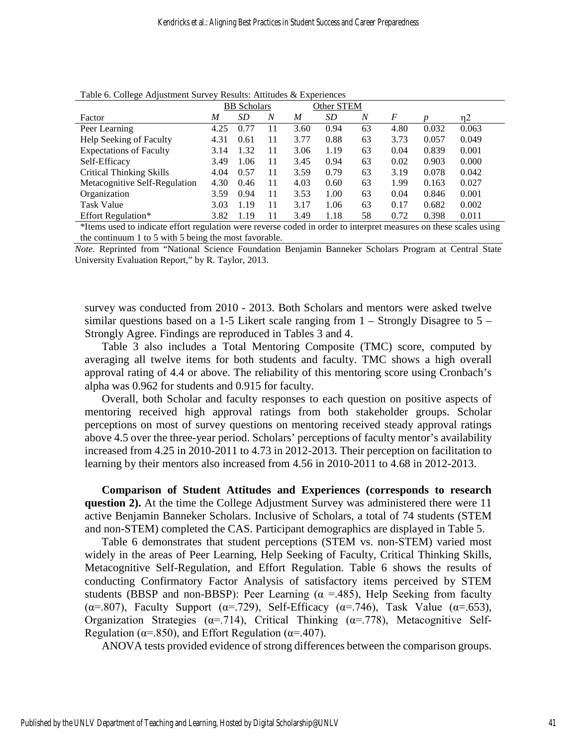Table 6. College Adjustment Survey Results: Attitudes & Experiences

| | BB Scholars | | | Other STEM | | | | | |
|---|---|---|---|---|---|---|---|---|---|
| Factor | *M* | *SD* | *N* | *M* | *SD* | *N* | *F* | *p* | η2 |
| Peer Learning | 4.25 | 0.77 | 11 | 3.60 | 0.94 | 63 | 4.80 | 0.032 | 0.063 |
| Help Seeking of Faculty | 4.31 | 0.61 | 11 | 3.77 | 0.88 | 63 | 3.73 | 0.057 | 0.049 |
| Expectations of Faculty | 3.14 | 1.32 | 11 | 3.06 | 1.19 | 63 | 0.04 | 0.839 | 0.001 |
| Self-Efficacy | 3.49 | 1.06 | 11 | 3.45 | 0.94 | 63 | 0.02 | 0.903 | 0.000 |
| Critical Thinking Skills | 4.04 | 0.57 | 11 | 3.59 | 0.79 | 63 | 3.19 | 0.078 | 0.042 |
| Metacognitive Self-Regulation | 4.30 | 0.46 | 11 | 4.03 | 0.60 | 63 | 1.99 | 0.163 | 0.027 |
| Organization | 3.59 | 0.94 | 11 | 3.53 | 1.00 | 63 | 0.04 | 0.846 | 0.001 |
| Task Value | 3.03 | 1.19 | 11 | 3.17 | 1.06 | 63 | 0.17 | 0.682 | 0.002 |
| Effort Regulation* | 3.82 | 1.19 | 11 | 3.49 | 1.18 | 58 | 0.72 | 0.398 | 0.011 |

*Items used to indicate effort regulation were reverse coded in order to interpret measures on these scales using the continuum 1 to 5 with 5 being the most favorable.

*Note.* Reprinted from "National Science Foundation Benjamin Banneker Scholars Program at Central State University Evaluation Report," by R. Taylor, 2013.

survey was conducted from 2010 - 2013. Both Scholars and mentors were asked twelve similar questions based on a 1-5 Likert scale ranging from 1 – Strongly Disagree to 5 – Strongly Agree. Findings are reproduced in Tables 3 and 4.

Table 3 also includes a Total Mentoring Composite (TMC) score, computed by averaging all twelve items for both students and faculty. TMC shows a high overall approval rating of 4.4 or above. The reliability of this mentoring score using Cronbach's alpha was 0.962 for students and 0.915 for faculty.

Overall, both Scholar and faculty responses to each question on positive aspects of mentoring received high approval ratings from both stakeholder groups. Scholar perceptions on most of survey questions on mentoring received steady approval ratings above 4.5 over the three-year period. Scholars' perceptions of faculty mentor's availability increased from 4.25 in 2010-2011 to 4.73 in 2012-2013. Their perception on facilitation to learning by their mentors also increased from 4.56 in 2010-2011 to 4.68 in 2012-2013.

**Comparison of Student Attitudes and Experiences (corresponds to research question 2).** At the time the College Adjustment Survey was administered there were 11 active Benjamin Banneker Scholars. Inclusive of Scholars, a total of 74 students (STEM and non-STEM) completed the CAS. Participant demographics are displayed in Table 5.

Table 6 demonstrates that student perceptions (STEM vs. non-STEM) varied most widely in the areas of Peer Learning, Help Seeking of Faculty, Critical Thinking Skills, Metacognitive Self-Regulation, and Effort Regulation. Table 6 shows the results of conducting Confirmatory Factor Analysis of satisfactory items perceived by STEM students (BBSP and non-BBSP): Peer Learning ($\alpha$ =.485), Help Seeking from faculty ($\alpha$=.807), Faculty Support ($\alpha$=.729), Self-Efficacy ($\alpha$=.746), Task Value ($\alpha$=.653), Organization Strategies ($\alpha$=.714), Critical Thinking ($\alpha$=.778), Metacognitive Self-Regulation ($\alpha$=.850), and Effort Regulation ($\alpha$=.407).

ANOVA tests provided evidence of strong differences between the comparison groups.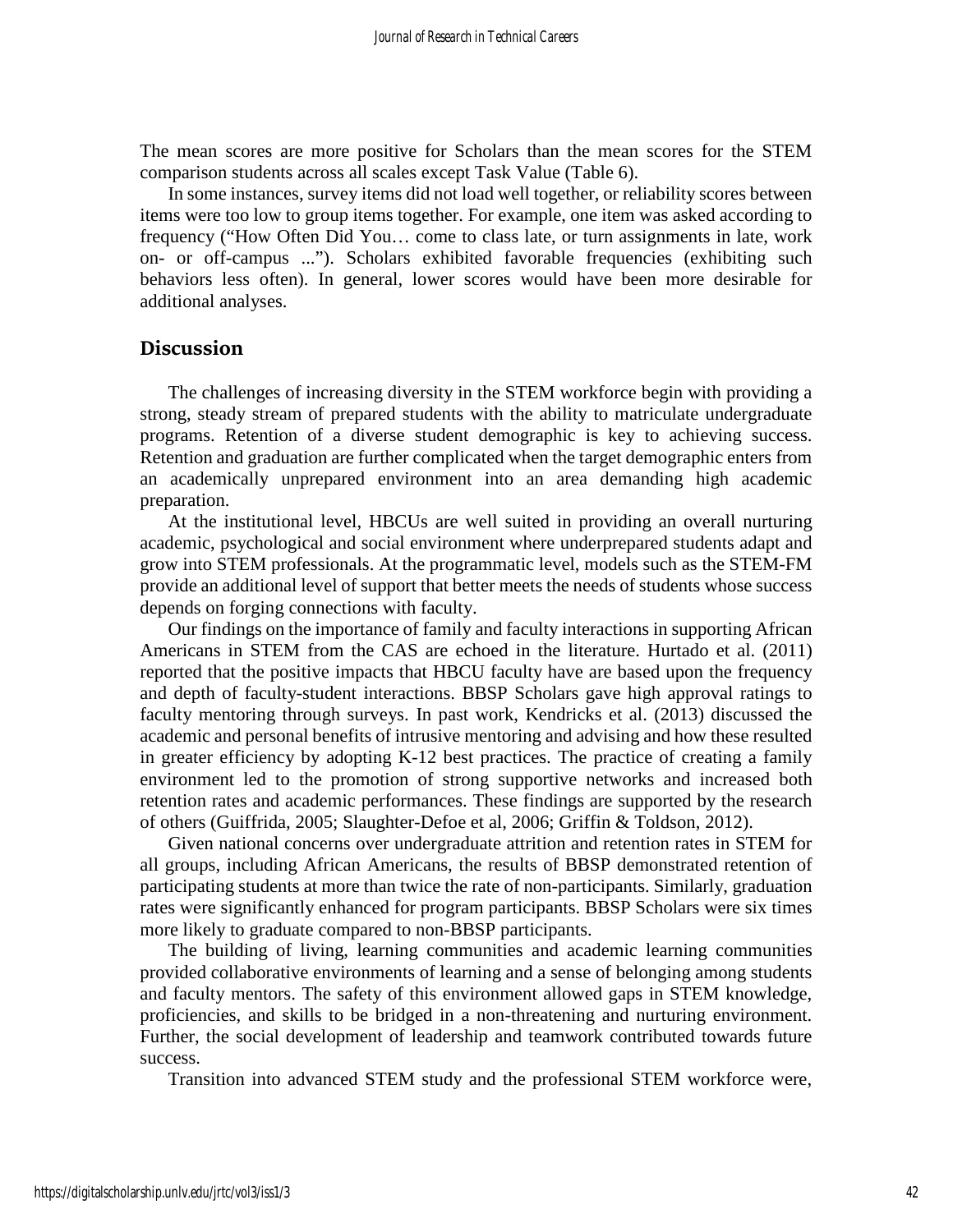The mean scores are more positive for Scholars than the mean scores for the STEM comparison students across all scales except Task Value (Table 6).

In some instances, survey items did not load well together, or reliability scores between items were too low to group items together. For example, one item was asked according to frequency ("How Often Did You… come to class late, or turn assignments in late, work on- or off-campus ..."). Scholars exhibited favorable frequencies (exhibiting such behaviors less often). In general, lower scores would have been more desirable for additional analyses.

## Discussion

The challenges of increasing diversity in the STEM workforce begin with providing a strong, steady stream of prepared students with the ability to matriculate undergraduate programs. Retention of a diverse student demographic is key to achieving success. Retention and graduation are further complicated when the target demographic enters from an academically unprepared environment into an area demanding high academic preparation.

At the institutional level, HBCUs are well suited in providing an overall nurturing academic, psychological and social environment where underprepared students adapt and grow into STEM professionals. At the programmatic level, models such as the STEM-FM provide an additional level of support that better meets the needs of students whose success depends on forging connections with faculty.

Our findings on the importance of family and faculty interactions in supporting African Americans in STEM from the CAS are echoed in the literature. Hurtado et al. (2011) reported that the positive impacts that HBCU faculty have are based upon the frequency and depth of faculty-student interactions. BBSP Scholars gave high approval ratings to faculty mentoring through surveys. In past work, Kendricks et al. (2013) discussed the academic and personal benefits of intrusive mentoring and advising and how these resulted in greater efficiency by adopting K-12 best practices. The practice of creating a family environment led to the promotion of strong supportive networks and increased both retention rates and academic performances. These findings are supported by the research of others (Guiffrida, 2005; Slaughter-Defoe et al, 2006; Griffin & Toldson, 2012).

Given national concerns over undergraduate attrition and retention rates in STEM for all groups, including African Americans, the results of BBSP demonstrated retention of participating students at more than twice the rate of non-participants. Similarly, graduation rates were significantly enhanced for program participants. BBSP Scholars were six times more likely to graduate compared to non-BBSP participants.

The building of living, learning communities and academic learning communities provided collaborative environments of learning and a sense of belonging among students and faculty mentors. The safety of this environment allowed gaps in STEM knowledge, proficiencies, and skills to be bridged in a non-threatening and nurturing environment. Further, the social development of leadership and teamwork contributed towards future success.

Transition into advanced STEM study and the professional STEM workforce were,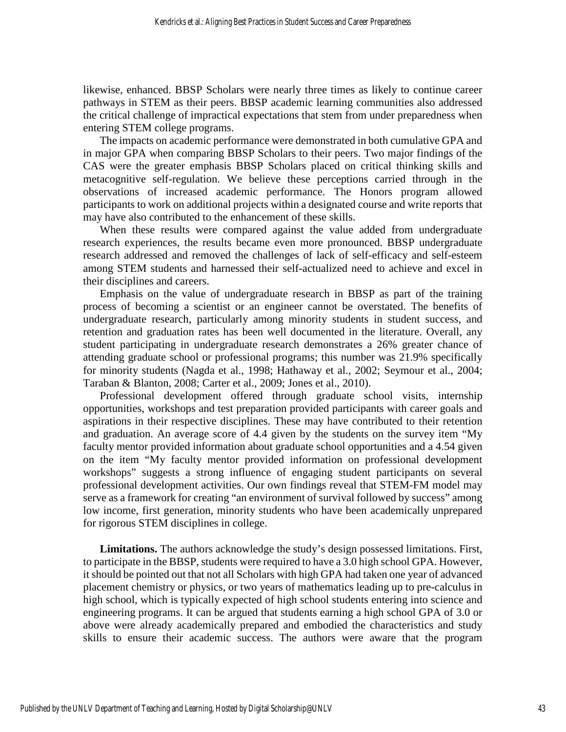likewise, enhanced. BBSP Scholars were nearly three times as likely to continue career pathways in STEM as their peers. BBSP academic learning communities also addressed the critical challenge of impractical expectations that stem from under preparedness when entering STEM college programs.

The impacts on academic performance were demonstrated in both cumulative GPA and in major GPA when comparing BBSP Scholars to their peers. Two major findings of the CAS were the greater emphasis BBSP Scholars placed on critical thinking skills and metacognitive self-regulation. We believe these perceptions carried through in the observations of increased academic performance. The Honors program allowed participants to work on additional projects within a designated course and write reports that may have also contributed to the enhancement of these skills.

When these results were compared against the value added from undergraduate research experiences, the results became even more pronounced. BBSP undergraduate research addressed and removed the challenges of lack of self-efficacy and self-esteem among STEM students and harnessed their self-actualized need to achieve and excel in their disciplines and careers.

Emphasis on the value of undergraduate research in BBSP as part of the training process of becoming a scientist or an engineer cannot be overstated. The benefits of undergraduate research, particularly among minority students in student success, and retention and graduation rates has been well documented in the literature. Overall, any student participating in undergraduate research demonstrates a 26% greater chance of attending graduate school or professional programs; this number was 21.9% specifically for minority students (Nagda et al., 1998; Hathaway et al., 2002; Seymour et al., 2004; Taraban & Blanton, 2008; Carter et al., 2009; Jones et al., 2010).

Professional development offered through graduate school visits, internship opportunities, workshops and test preparation provided participants with career goals and aspirations in their respective disciplines. These may have contributed to their retention and graduation. An average score of 4.4 given by the students on the survey item "My faculty mentor provided information about graduate school opportunities and a 4.54 given on the item "My faculty mentor provided information on professional development workshops" suggests a strong influence of engaging student participants on several professional development activities. Our own findings reveal that STEM-FM model may serve as a framework for creating "an environment of survival followed by success" among low income, first generation, minority students who have been academically unprepared for rigorous STEM disciplines in college.

**Limitations.** The authors acknowledge the study's design possessed limitations. First, to participate in the BBSP, students were required to have a 3.0 high school GPA. However, it should be pointed out that not all Scholars with high GPA had taken one year of advanced placement chemistry or physics, or two years of mathematics leading up to pre-calculus in high school, which is typically expected of high school students entering into science and engineering programs. It can be argued that students earning a high school GPA of 3.0 or above were already academically prepared and embodied the characteristics and study skills to ensure their academic success. The authors were aware that the program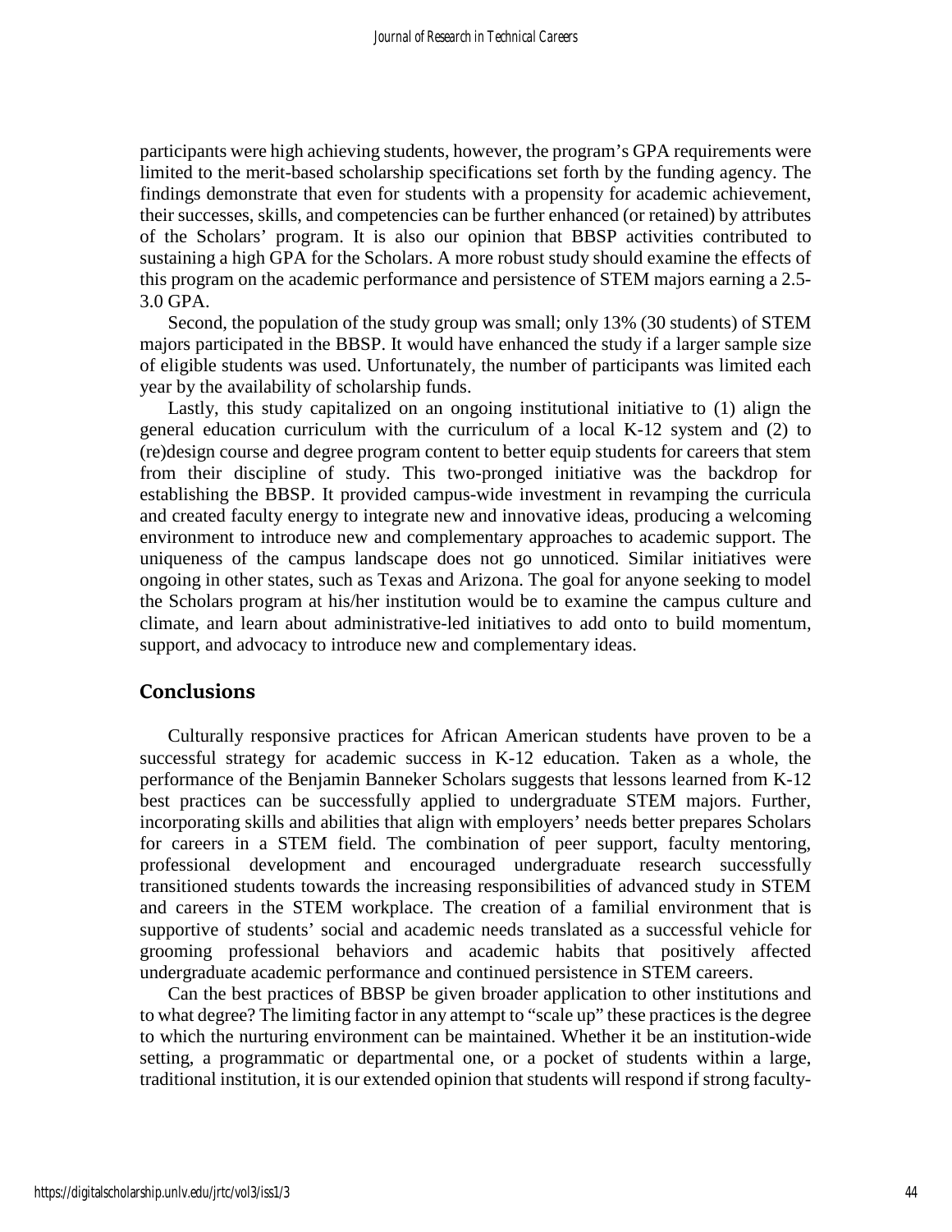participants were high achieving students, however, the program's GPA requirements were limited to the merit-based scholarship specifications set forth by the funding agency. The findings demonstrate that even for students with a propensity for academic achievement, their successes, skills, and competencies can be further enhanced (or retained) by attributes of the Scholars' program. It is also our opinion that BBSP activities contributed to sustaining a high GPA for the Scholars. A more robust study should examine the effects of this program on the academic performance and persistence of STEM majors earning a 2.5-3.0 GPA.

Second, the population of the study group was small; only 13% (30 students) of STEM majors participated in the BBSP. It would have enhanced the study if a larger sample size of eligible students was used. Unfortunately, the number of participants was limited each year by the availability of scholarship funds.

Lastly, this study capitalized on an ongoing institutional initiative to (1) align the general education curriculum with the curriculum of a local K-12 system and (2) to (re)design course and degree program content to better equip students for careers that stem from their discipline of study. This two-pronged initiative was the backdrop for establishing the BBSP. It provided campus-wide investment in revamping the curricula and created faculty energy to integrate new and innovative ideas, producing a welcoming environment to introduce new and complementary approaches to academic support. The uniqueness of the campus landscape does not go unnoticed. Similar initiatives were ongoing in other states, such as Texas and Arizona. The goal for anyone seeking to model the Scholars program at his/her institution would be to examine the campus culture and climate, and learn about administrative-led initiatives to add onto to build momentum, support, and advocacy to introduce new and complementary ideas.

## Conclusions

Culturally responsive practices for African American students have proven to be a successful strategy for academic success in K-12 education. Taken as a whole, the performance of the Benjamin Banneker Scholars suggests that lessons learned from K-12 best practices can be successfully applied to undergraduate STEM majors. Further, incorporating skills and abilities that align with employers' needs better prepares Scholars for careers in a STEM field. The combination of peer support, faculty mentoring, professional development and encouraged undergraduate research successfully transitioned students towards the increasing responsibilities of advanced study in STEM and careers in the STEM workplace. The creation of a familial environment that is supportive of students' social and academic needs translated as a successful vehicle for grooming professional behaviors and academic habits that positively affected undergraduate academic performance and continued persistence in STEM careers.

Can the best practices of BBSP be given broader application to other institutions and to what degree? The limiting factor in any attempt to "scale up" these practices is the degree to which the nurturing environment can be maintained. Whether it be an institution-wide setting, a programmatic or departmental one, or a pocket of students within a large, traditional institution, it is our extended opinion that students will respond if strong faculty-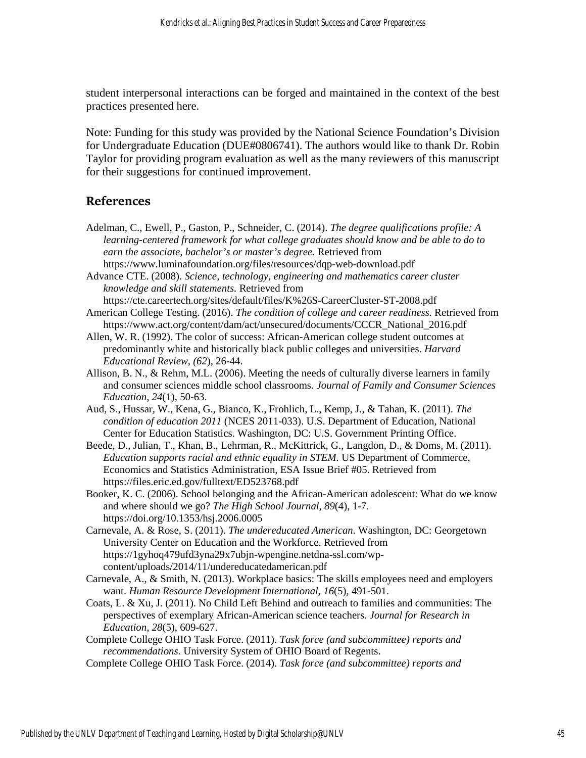student interpersonal interactions can be forged and maintained in the context of the best practices presented here.

Note: Funding for this study was provided by the National Science Foundation's Division for Undergraduate Education (DUE#0806741). The authors would like to thank Dr. Robin Taylor for providing program evaluation as well as the many reviewers of this manuscript for their suggestions for continued improvement.

## References

Adelman, C., Ewell, P., Gaston, P., Schneider, C. (2014). *The degree qualifications profile: A learning-centered framework for what college graduates should know and be able to do to earn the associate, bachelor's or master's degree.* Retrieved from https://www.luminafoundation.org/files/resources/dqp-web-download.pdf

Advance CTE. (2008). *Science, technology, engineering and mathematics career cluster knowledge and skill statements.* Retrieved from https://cte.careertech.org/sites/default/files/K%26S-CareerCluster-ST-2008.pdf

American College Testing. (2016). *The condition of college and career readiness.* Retrieved from https://www.act.org/content/dam/act/unsecured/documents/CCCR_National_2016.pdf

Allen, W. R. (1992). The color of success: African-American college student outcomes at predominantly white and historically black public colleges and universities. *Harvard Educational Review, (62*), 26-44.

Allison, B. N., & Rehm, M.L. (2006). Meeting the needs of culturally diverse learners in family and consumer sciences middle school classrooms. *Journal of Family and Consumer Sciences Education, 24*(1), 50-63.

Aud, S., Hussar, W., Kena, G., Bianco, K., Frohlich, L., Kemp, J., & Tahan, K. (2011). *The condition of education 2011* (NCES 2011-033). U.S. Department of Education, National Center for Education Statistics. Washington, DC: U.S. Government Printing Office.

Beede, D., Julian, T., Khan, B., Lehrman, R., McKittrick, G., Langdon, D., & Doms, M. (2011). *Education supports racial and ethnic equality in STEM.* US Department of Commerce, Economics and Statistics Administration, ESA Issue Brief #05. Retrieved from https://files.eric.ed.gov/fulltext/ED523768.pdf

Booker, K. C. (2006). School belonging and the African-American adolescent: What do we know and where should we go? *The High School Journal, 89*(4), 1-7. https://doi.org/10.1353/hsj.2006.0005

Carnevale, A. & Rose, S. (2011). *The undereducated American.* Washington, DC: Georgetown University Center on Education and the Workforce. Retrieved from https://1gyhoq479ufd3yna29x7ubjn-wpengine.netdna-ssl.com/wp-content/uploads/2014/11/undereducatedamerican.pdf

Carnevale, A., & Smith, N. (2013). Workplace basics: The skills employees need and employers want. *Human Resource Development International, 16*(5), 491-501.

Coats, L. & Xu, J. (2011). No Child Left Behind and outreach to families and communities: The perspectives of exemplary African-American science teachers. *Journal for Research in Education, 28*(5), 609-627.

Complete College OHIO Task Force. (2011). *Task force (and subcommittee) reports and recommendations.* University System of OHIO Board of Regents.

Complete College OHIO Task Force. (2014). *Task force (and subcommittee) reports and*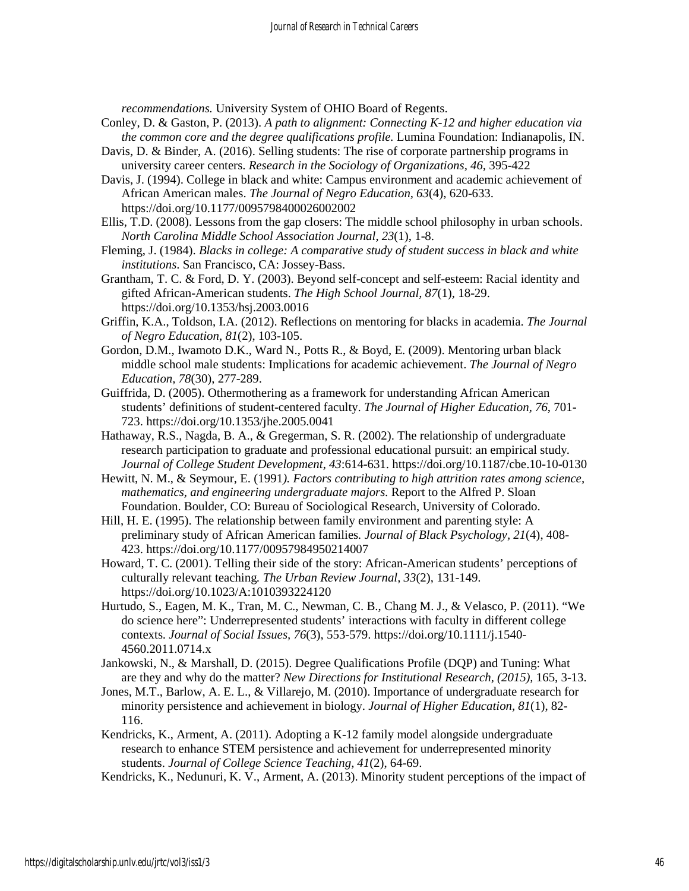*recommendations.* University System of OHIO Board of Regents.

Conley, D. & Gaston, P. (2013). *A path to alignment: Connecting K-12 and higher education via the common core and the degree qualifications profile.* Lumina Foundation: Indianapolis, IN.

Davis, D. & Binder, A. (2016). Selling students: The rise of corporate partnership programs in university career centers. *Research in the Sociology of Organizations, 46,* 395-422

Davis, J. (1994). College in black and white: Campus environment and academic achievement of African American males. *The Journal of Negro Education, 63*(4), 620-633. https://doi.org/10.1177/0095798400026002002

Ellis, T.D. (2008). Lessons from the gap closers: The middle school philosophy in urban schools. *North Carolina Middle School Association Journal, 23*(1), 1-8.

Fleming, J. (1984). *Blacks in college: A comparative study of student success in black and white institutions.* San Francisco, CA: Jossey-Bass.

Grantham, T. C. & Ford, D. Y. (2003). Beyond self-concept and self-esteem: Racial identity and gifted African-American students. *The High School Journal, 87*(1), 18-29. https://doi.org/10.1353/hsj.2003.0016

Griffin, K.A., Toldson, I.A. (2012). Reflections on mentoring for blacks in academia. *The Journal of Negro Education, 81*(2), 103-105.

Gordon, D.M., Iwamoto D.K., Ward N., Potts R., & Boyd, E. (2009). Mentoring urban black middle school male students: Implications for academic achievement. *The Journal of Negro Education, 78*(30), 277-289.

Guiffrida, D. (2005). Othermothering as a framework for understanding African American students' definitions of student-centered faculty. *The Journal of Higher Education, 76,* 701-723. https://doi.org/10.1353/jhe.2005.0041

Hathaway, R.S., Nagda, B. A., & Gregerman, S. R. (2002). The relationship of undergraduate research participation to graduate and professional educational pursuit: an empirical study. *Journal of College Student Development, 43*:614-631. https://doi.org/10.1187/cbe.10-10-0130

Hewitt, N. M., & Seymour, E. (1991*). Factors contributing to high attrition rates among science, mathematics, and engineering undergraduate majors.* Report to the Alfred P. Sloan Foundation. Boulder, CO: Bureau of Sociological Research, University of Colorado.

Hill, H. E. (1995). The relationship between family environment and parenting style: A preliminary study of African American families*. Journal of Black Psychology, 21*(4), 408-423. https://doi.org/10.1177/00957984950214007

Howard, T. C. (2001). Telling their side of the story: African-American students' perceptions of culturally relevant teaching*. The Urban Review Journal, 33*(2), 131-149. https://doi.org/10.1023/A:1010393224120

Hurtudo, S., Eagen, M. K., Tran, M. C., Newman, C. B., Chang M. J., & Velasco, P. (2011). "We do science here": Underrepresented students' interactions with faculty in different college contexts. *Journal of Social Issues, 76*(3), 553-579. https://doi.org/10.1111/j.1540-4560.2011.0714.x

Jankowski, N., & Marshall, D. (2015). Degree Qualifications Profile (DQP) and Tuning: What are they and why do the matter? *New Directions for Institutional Research, (2015),* 165, 3-13.

Jones, M.T., Barlow, A. E. L., & Villarejo, M. (2010). Importance of undergraduate research for minority persistence and achievement in biology. *Journal of Higher Education, 81*(1), 82-116.

Kendricks, K., Arment, A. (2011). Adopting a K-12 family model alongside undergraduate research to enhance STEM persistence and achievement for underrepresented minority students. *Journal of College Science Teaching, 41*(2), 64-69.

Kendricks, K., Nedunuri, K. V., Arment, A. (2013). Minority student perceptions of the impact of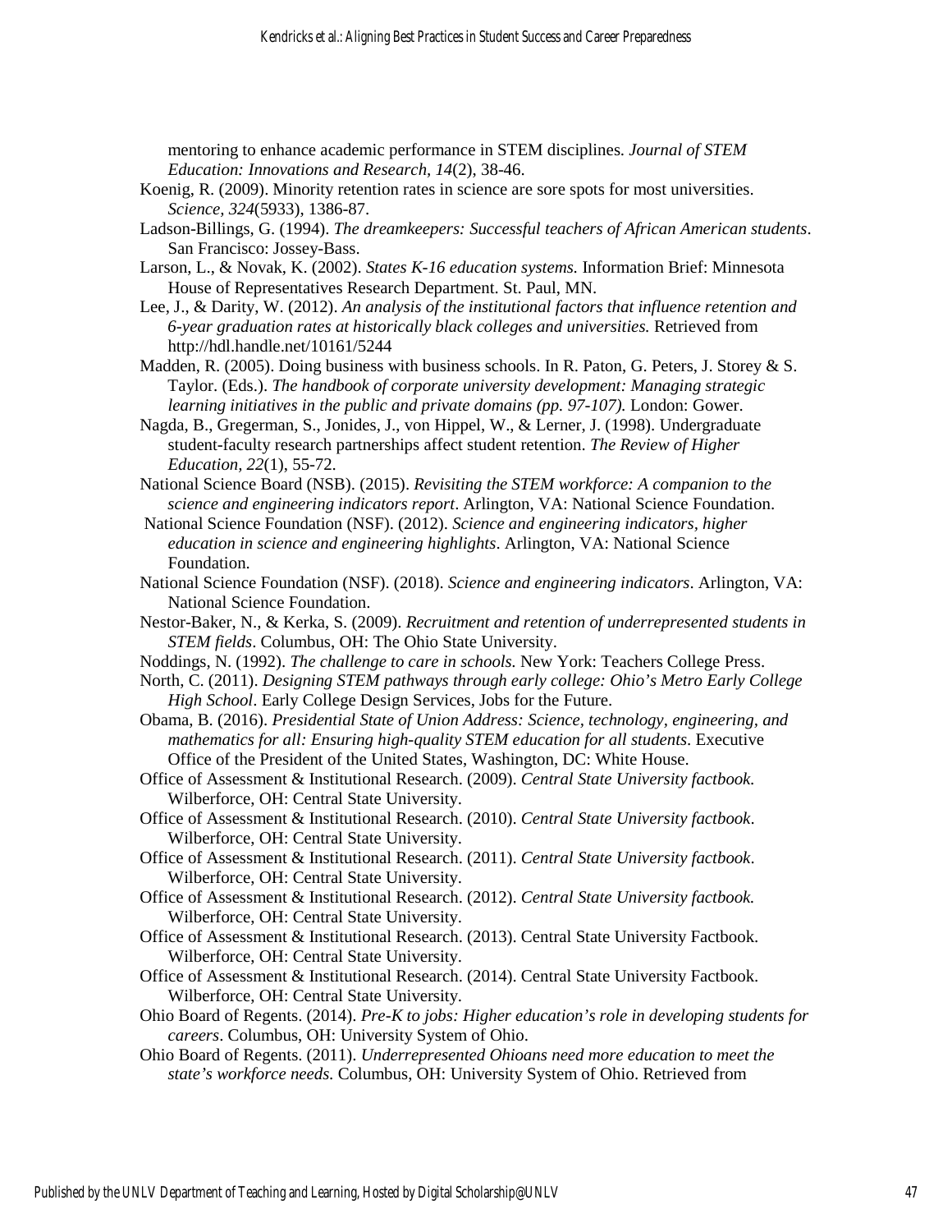mentoring to enhance academic performance in STEM disciplines. *Journal of STEM Education: Innovations and Research, 14*(2), 38-46.

Koenig, R. (2009). Minority retention rates in science are sore spots for most universities. *Science, 324*(5933), 1386-87.

Ladson-Billings, G. (1994). *The dreamkeepers: Successful teachers of African American students*. San Francisco: Jossey-Bass.

Larson, L., & Novak, K. (2002). *States K-16 education systems.* Information Brief: Minnesota House of Representatives Research Department. St. Paul, MN.

Lee, J., & Darity, W. (2012). *An analysis of the institutional factors that influence retention and 6-year graduation rates at historically black colleges and universities.* Retrieved from http://hdl.handle.net/10161/5244

Madden, R. (2005). Doing business with business schools. In R. Paton, G. Peters, J. Storey & S. Taylor. (Eds.). *The handbook of corporate university development: Managing strategic learning initiatives in the public and private domains (pp. 97-107).* London: Gower.

Nagda, B., Gregerman, S., Jonides, J., von Hippel, W., & Lerner, J. (1998). Undergraduate student-faculty research partnerships affect student retention. *The Review of Higher Education, 22*(1), 55-72.

National Science Board (NSB). (2015). *Revisiting the STEM workforce: A companion to the science and engineering indicators report*. Arlington, VA: National Science Foundation.

National Science Foundation (NSF). (2012). *Science and engineering indicators, higher education in science and engineering highlights*. Arlington, VA: National Science Foundation.

National Science Foundation (NSF). (2018). *Science and engineering indicators*. Arlington, VA: National Science Foundation.

Nestor-Baker, N., & Kerka, S. (2009). *Recruitment and retention of underrepresented students in STEM fields*. Columbus, OH: The Ohio State University.

Noddings, N. (1992). *The challenge to care in schools.* New York: Teachers College Press.

North, C. (2011). *Designing STEM pathways through early college: Ohio's Metro Early College High School*. Early College Design Services, Jobs for the Future.

Obama, B. (2016). *Presidential State of Union Address: Science, technology, engineering, and mathematics for all: Ensuring high-quality STEM education for all students*. Executive Office of the President of the United States, Washington, DC: White House.

Office of Assessment & Institutional Research. (2009). *Central State University factbook.* Wilberforce, OH: Central State University.

Office of Assessment & Institutional Research. (2010). *Central State University factbook*. Wilberforce, OH: Central State University.

Office of Assessment & Institutional Research. (2011). *Central State University factbook*. Wilberforce, OH: Central State University.

Office of Assessment & Institutional Research. (2012). *Central State University factbook.* Wilberforce, OH: Central State University.

Office of Assessment & Institutional Research. (2013). Central State University Factbook. Wilberforce, OH: Central State University.

Office of Assessment & Institutional Research. (2014). Central State University Factbook. Wilberforce, OH: Central State University.

Ohio Board of Regents. (2014). *Pre-K to jobs: Higher education's role in developing students for careers*. Columbus, OH: University System of Ohio.

Ohio Board of Regents. (2011). *Underrepresented Ohioans need more education to meet the state's workforce needs.* Columbus, OH: University System of Ohio. Retrieved from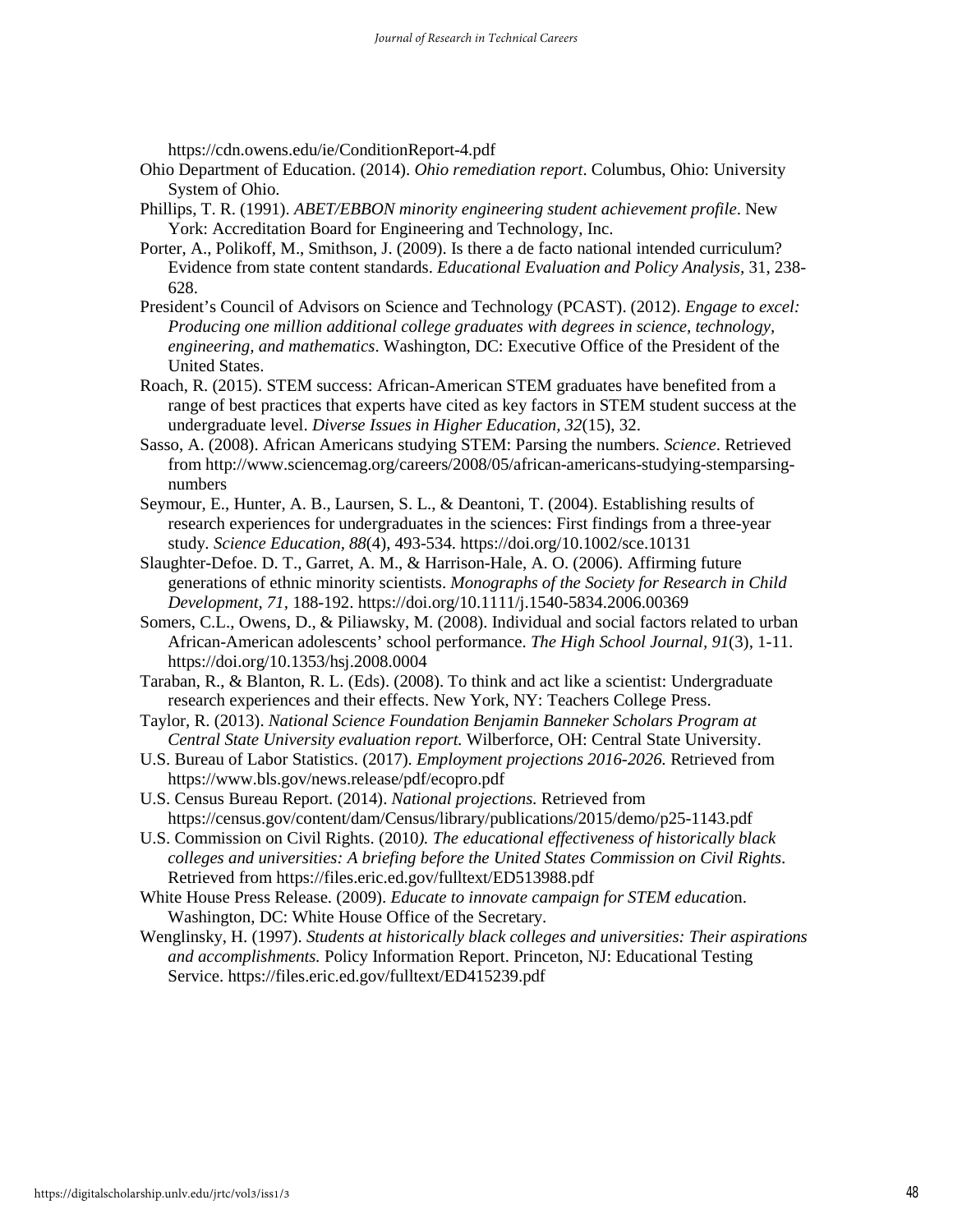https://cdn.owens.edu/ie/ConditionReport-4.pdf

Ohio Department of Education. (2014). *Ohio remediation report*. Columbus, Ohio: University System of Ohio.

Phillips, T. R. (1991). *ABET/EBBON minority engineering student achievement profile*. New York: Accreditation Board for Engineering and Technology, Inc.

Porter, A., Polikoff, M., Smithson, J. (2009). Is there a de facto national intended curriculum? Evidence from state content standards. *Educational Evaluation and Policy Analysis*, 31, 238-628.

President's Council of Advisors on Science and Technology (PCAST). (2012). *Engage to excel: Producing one million additional college graduates with degrees in science, technology, engineering, and mathematics*. Washington, DC: Executive Office of the President of the United States.

Roach, R. (2015). STEM success: African-American STEM graduates have benefited from a range of best practices that experts have cited as key factors in STEM student success at the undergraduate level. *Diverse Issues in Higher Education, 32*(15), 32.

Sasso, A. (2008). African Americans studying STEM: Parsing the numbers. *Science*. Retrieved from http://www.sciencemag.org/careers/2008/05/african-americans-studying-stemparsing-numbers

Seymour, E., Hunter, A. B., Laursen, S. L., & Deantoni, T. (2004). Establishing results of research experiences for undergraduates in the sciences: First findings from a three-year study. *Science Education, 88*(4), 493-534. https://doi.org/10.1002/sce.10131

Slaughter-Defoe. D. T., Garret, A. M., & Harrison-Hale, A. O. (2006). Affirming future generations of ethnic minority scientists. *Monographs of the Society for Research in Child Development, 71*, 188-192. https://doi.org/10.1111/j.1540-5834.2006.00369

Somers, C.L., Owens, D., & Piliawsky, M. (2008). Individual and social factors related to urban African-American adolescents' school performance. *The High School Journal, 91*(3), 1-11. https://doi.org/10.1353/hsj.2008.0004

Taraban, R., & Blanton, R. L. (Eds). (2008). To think and act like a scientist: Undergraduate research experiences and their effects. New York, NY: Teachers College Press.

Taylor, R. (2013). *National Science Foundation Benjamin Banneker Scholars Program at Central State University evaluation report.* Wilberforce, OH: Central State University.

U.S. Bureau of Labor Statistics. (2017). *Employment projections 2016-2026.* Retrieved from https://www.bls.gov/news.release/pdf/ecopro.pdf

U.S. Census Bureau Report. (2014). *National projections.* Retrieved from https://census.gov/content/dam/Census/library/publications/2015/demo/p25-1143.pdf

U.S. Commission on Civil Rights. (2010*). The educational effectiveness of historically black colleges and universities: A briefing before the United States Commission on Civil Rights*. Retrieved from https://files.eric.ed.gov/fulltext/ED513988.pdf

White House Press Release. (2009). *Educate to innovate campaign for STEM educatio*n. Washington, DC: White House Office of the Secretary.

Wenglinsky, H. (1997). *Students at historically black colleges and universities: Their aspirations and accomplishments.* Policy Information Report. Princeton, NJ: Educational Testing Service. https://files.eric.ed.gov/fulltext/ED415239.pdf